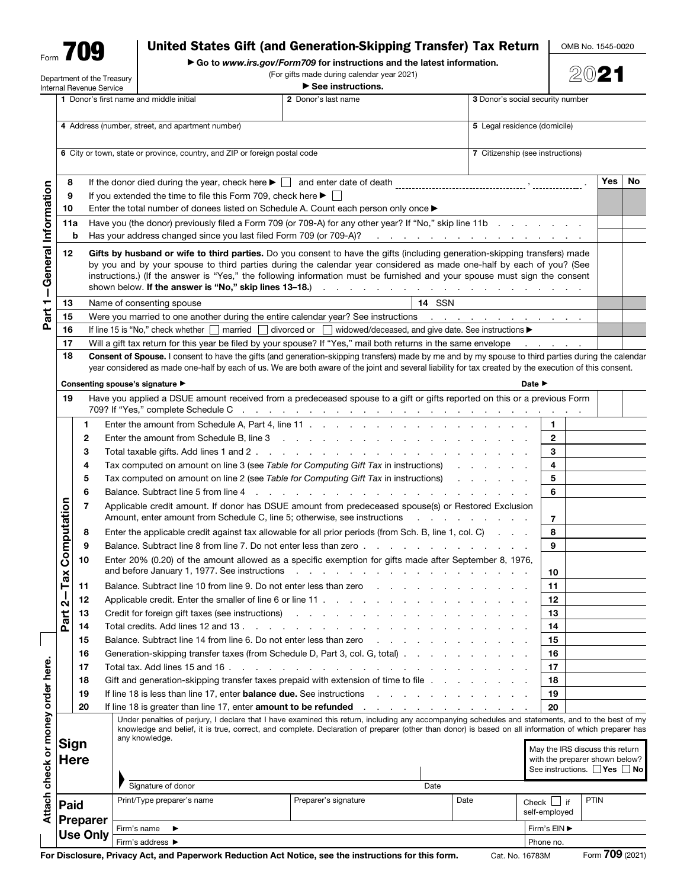# Form 709 United States Gift (and Generation-Skipping Transfer) Tax Return

OMB No. 1545-0020

**2021**

Department of the Treasury
Internal Revenue Service

▶ Go to *www.irs.gov/Form709* for instructions and the latest information.

(For gifts made during calendar year 2021)

▶ See instructions.

## Part 1—General Information

| | | |
|---|---|---|
| 1 Donor's first name and middle initial | 2 Donor's last name | 3 Donor's social security number |
| 4 Address (number, street, and apartment number) | | 5 Legal residence (domicile) |
| 6 City or town, state or province, country, and ZIP or foreign postal code | | 7 Citizenship (see instructions) |

| Line | | Yes | No |
|---|---|---|---|
| 8 | If the donor died during the year, check here ▶ ☐ and enter date of death ______, ______. | | |
| 9 | If you extended the time to file this Form 709, check here ▶ ☐ | | |
| 10 | Enter the total number of donees listed on Schedule A. Count each person only once ▶ | | |
| 11a | Have you (the donor) previously filed a Form 709 (or 709-A) for any other year? If "No," skip line 11b | | |
| b | Has your address changed since you last filed Form 709 (or 709-A)? | | |
| 12 | **Gifts by husband or wife to third parties.** Do you consent to have the gifts (including generation-skipping transfers) made by you and by your spouse to third parties during the calendar year considered as made one-half by each of you? (See instructions.) (If the answer is "Yes," the following information must be furnished and your spouse must sign the consent shown below. **If the answer is "No," skip lines 13–18.**) | | |
| 13 | Name of consenting spouse — **14** SSN | | |
| 15 | Were you married to one another during the entire calendar year? See instructions | | |
| 16 | If line 15 is "No," check whether ☐ married ☐ divorced or ☐ widowed/deceased, and give date. See instructions ▶ | | |
| 17 | Will a gift tax return for this year be filed by your spouse? If "Yes," mail both returns in the same envelope | | |
| 18 | **Consent of Spouse.** I consent to have the gifts (and generation-skipping transfers) made by me and by my spouse to third parties during the calendar year considered as made one-half by each of us. We are both aware of the joint and several liability for tax created by the execution of this consent. | | |
| | **Consenting spouse's signature ▶** — **Date ▶** | | |
| 19 | Have you applied a DSUE amount received from a predeceased spouse to a gift or gifts reported on this or a previous Form 709? If "Yes," complete Schedule C | | |

## Part 2—Tax Computation

| Line | Description | Line | Amount |
|---|---|---|---|
| 1 | Enter the amount from Schedule A, Part 4, line 11 | 1 | |
| 2 | Enter the amount from Schedule B, line 3 | 2 | |
| 3 | Total taxable gifts. Add lines 1 and 2 | 3 | |
| 4 | Tax computed on amount on line 3 (see *Table for Computing Gift Tax* in instructions) | 4 | |
| 5 | Tax computed on amount on line 2 (see *Table for Computing Gift Tax* in instructions) | 5 | |
| 6 | Balance. Subtract line 5 from line 4 | 6 | |
| 7 | Applicable credit amount. If donor has DSUE amount from predeceased spouse(s) or Restored Exclusion Amount, enter amount from Schedule C, line 5; otherwise, see instructions | 7 | |
| 8 | Enter the applicable credit against tax allowable for all prior periods (from Sch. B, line 1, col. C) | 8 | |
| 9 | Balance. Subtract line 8 from line 7. Do not enter less than zero | 9 | |
| 10 | Enter 20% (0.20) of the amount allowed as a specific exemption for gifts made after September 8, 1976, and before January 1, 1977. See instructions | 10 | |
| 11 | Balance. Subtract line 10 from line 9. Do not enter less than zero | 11 | |
| 12 | Applicable credit. Enter the smaller of line 6 or line 11 | 12 | |
| 13 | Credit for foreign gift taxes (see instructions) | 13 | |
| 14 | Total credits. Add lines 12 and 13 | 14 | |
| 15 | Balance. Subtract line 14 from line 6. Do not enter less than zero | 15 | |
| 16 | Generation-skipping transfer taxes (from Schedule D, Part 3, col. G, total) | 16 | |
| 17 | Total tax. Add lines 15 and 16 | 17 | |
| 18 | Gift and generation-skipping transfer taxes prepaid with extension of time to file | 18 | |
| 19 | If line 18 is less than line 17, enter **balance due.** See instructions | 19 | |
| 20 | If line 18 is greater than line 17, enter **amount to be refunded** | 20 | |

Attach check or money order here.

## Sign Here

Under penalties of perjury, I declare that I have examined this return, including any accompanying schedules and statements, and to the best of my knowledge and belief, it is true, correct, and complete. Declaration of preparer (other than donor) is based on all information of which preparer has any knowledge.

Signature of donor ______ Date ______

May the IRS discuss this return with the preparer shown below? See instructions. ☐ Yes ☐ No

## Paid Preparer Use Only

| Print/Type preparer's name | Preparer's signature | Date | Check ☐ if self-employed | PTIN |
|---|---|---|---|---|
| Firm's name ▶ | | | Firm's EIN ▶ | |
| Firm's address ▶ | | | Phone no. | |

For Disclosure, Privacy Act, and Paperwork Reduction Act Notice, see the instructions for this form. Cat. No. 16783M Form **709** (2021)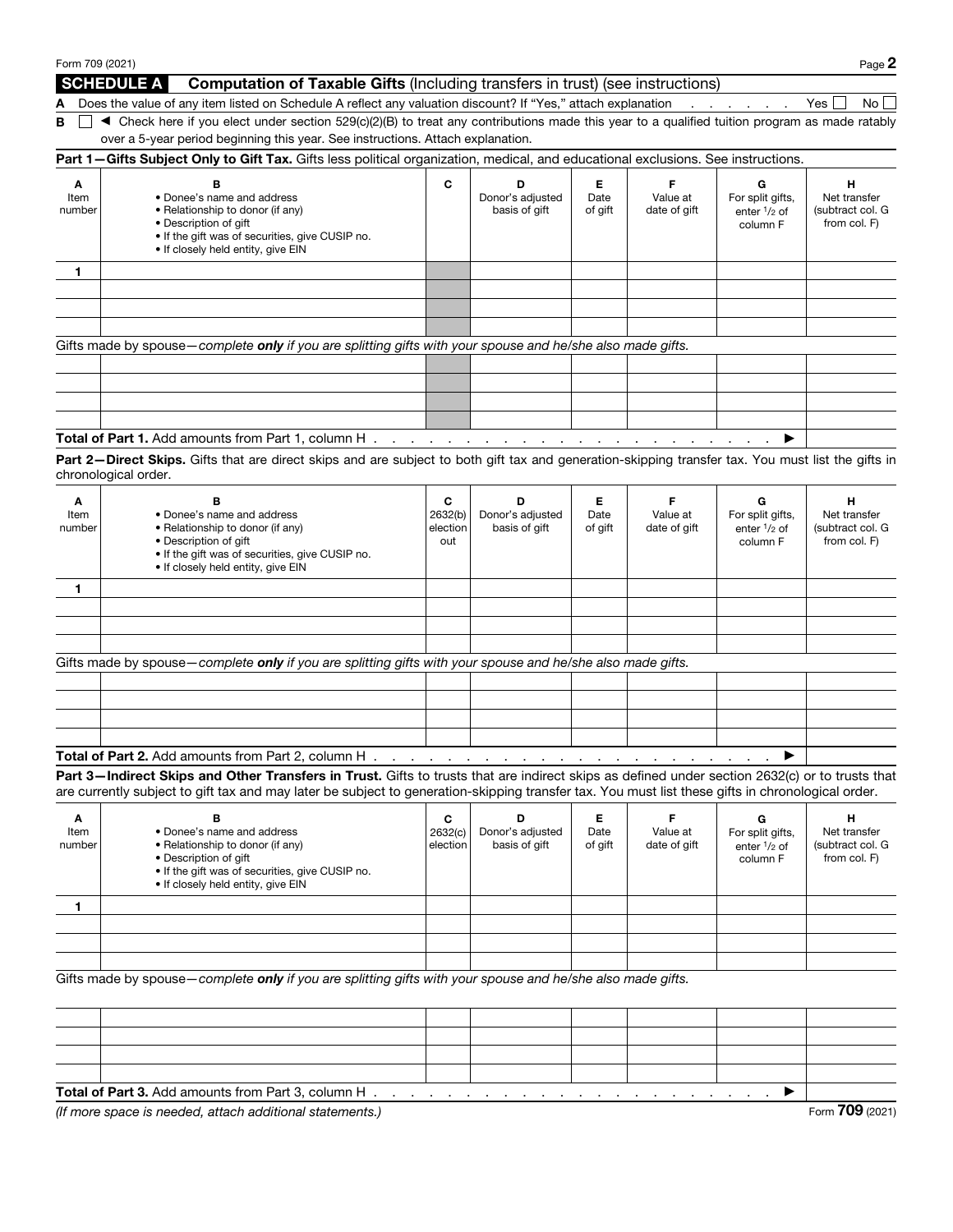Form 709 (2021)

## SCHEDULE A Computation of Taxable Gifts (Including transfers in trust) (see instructions)

**A** Does the value of any item listed on Schedule A reflect any valuation discount? If "Yes," attach explanation . . . . . . . Yes ☐ No ☐

**B** ☐ ◄ Check here if you elect under section 529(c)(2)(B) to treat any contributions made this year to a qualified tuition program as made ratably over a 5-year period beginning this year. See instructions. Attach explanation.

**Part 1—Gifts Subject Only to Gift Tax.** Gifts less political organization, medical, and educational exclusions. See instructions.

| A Item number | B • Donee's name and address • Relationship to donor (if any) • Description of gift • If the gift was of securities, give CUSIP no. • If closely held entity, give EIN | C | D Donor's adjusted basis of gift | E Date of gift | F Value at date of gift | G For split gifts, enter 1/2 of column F | H Net transfer (subtract col. G from col. F) |
|---|---|---|---|---|---|---|---|
| 1 | | | | | | | |
| | | | | | | | |
| | | | | | | | |
| | | | | | | | |
| Gifts made by spouse—*complete **only** if you are splitting gifts with your spouse and he/she also made gifts.* | | | | | | | |
| | | | | | | | |
| | | | | | | | |
| | | | | | | | |
| | | | | | | | |
| **Total of Part 1.** Add amounts from Part 1, column H . . . . . ► | | | | | | | |

**Part 2—Direct Skips.** Gifts that are direct skips and are subject to both gift tax and generation-skipping transfer tax. You must list the gifts in chronological order.

| A Item number | B • Donee's name and address • Relationship to donor (if any) • Description of gift • If the gift was of securities, give CUSIP no. • If closely held entity, give EIN | C 2632(b) election out | D Donor's adjusted basis of gift | E Date of gift | F Value at date of gift | G For split gifts, enter 1/2 of column F | H Net transfer (subtract col. G from col. F) |
|---|---|---|---|---|---|---|---|
| 1 | | | | | | | |
| | | | | | | | |
| | | | | | | | |
| | | | | | | | |
| Gifts made by spouse—*complete **only** if you are splitting gifts with your spouse and he/she also made gifts.* | | | | | | | |
| | | | | | | | |
| | | | | | | | |
| | | | | | | | |
| | | | | | | | |
| **Total of Part 2.** Add amounts from Part 2, column H . . . . . ► | | | | | | | |

**Part 3—Indirect Skips and Other Transfers in Trust.** Gifts to trusts that are indirect skips as defined under section 2632(c) or to trusts that are currently subject to gift tax and may later be subject to generation-skipping transfer tax. You must list these gifts in chronological order.

| A Item number | B • Donee's name and address • Relationship to donor (if any) • Description of gift • If the gift was of securities, give CUSIP no. • If closely held entity, give EIN | C 2632(c) election | D Donor's adjusted basis of gift | E Date of gift | F Value at date of gift | G For split gifts, enter 1/2 of column F | H Net transfer (subtract col. G from col. F) |
|---|---|---|---|---|---|---|---|
| 1 | | | | | | | |
| | | | | | | | |
| | | | | | | | |
| | | | | | | | |
| Gifts made by spouse—*complete **only** if you are splitting gifts with your spouse and he/she also made gifts.* | | | | | | | |
| | | | | | | | |
| | | | | | | | |
| | | | | | | | |
| | | | | | | | |
| **Total of Part 3.** Add amounts from Part 3, column H . . . . . ► | | | | | | | |

*(If more space is needed, attach additional statements.)*

Form **709** (2021)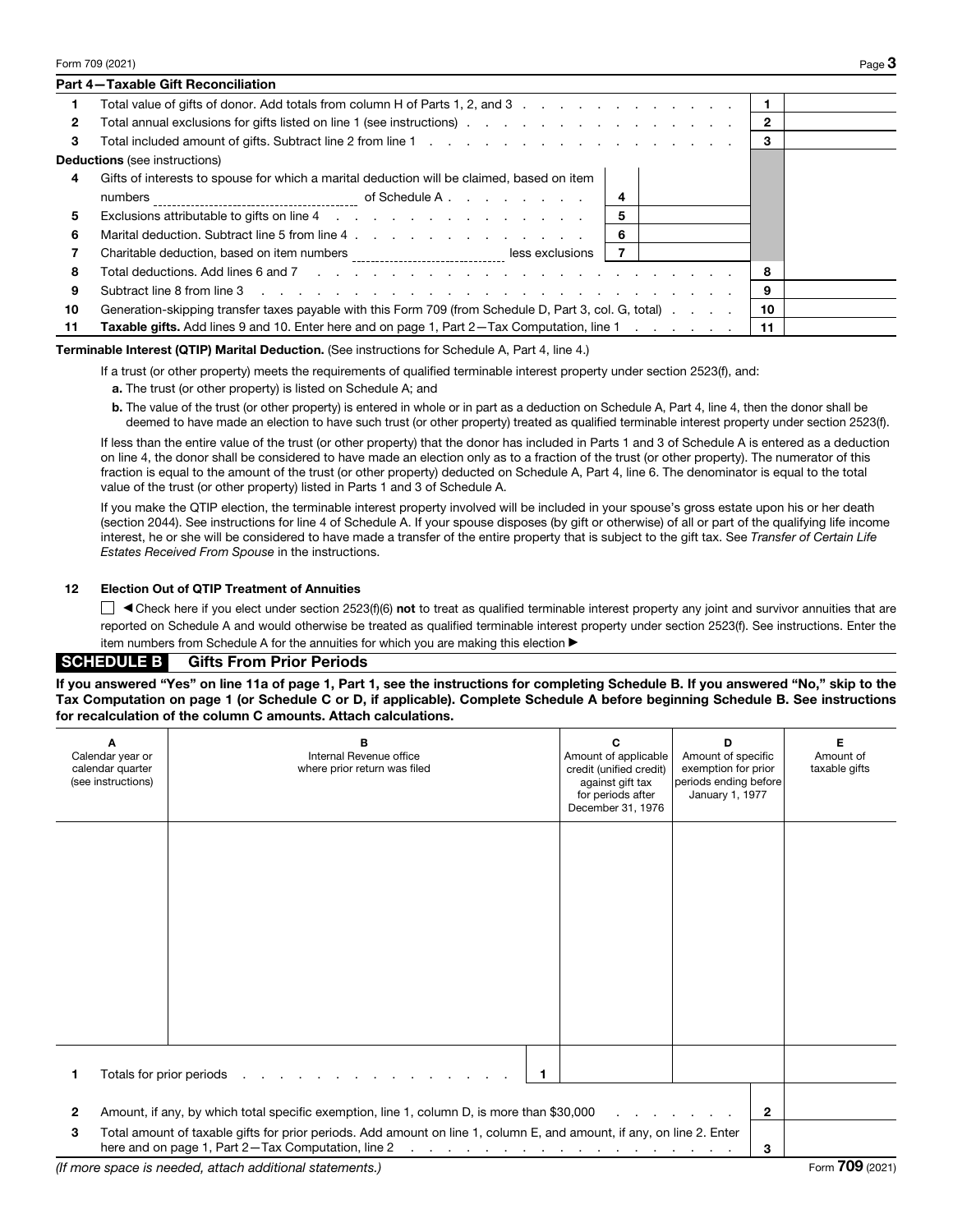## Part 4—Taxable Gift Reconciliation

| | | | | | |
|---|---|---|---|---|---|
| 1 | Total value of gifts of donor. Add totals from column H of Parts 1, 2, and 3 | | | 1 | |
| 2 | Total annual exclusions for gifts listed on line 1 (see instructions) | | | 2 | |
| 3 | Total included amount of gifts. Subtract line 2 from line 1 | | | 3 | |
| **Deductions** (see instructions) | | | | | |
| 4 | Gifts of interests to spouse for which a marital deduction will be claimed, based on item numbers ________________ of Schedule A | 4 | | | |
| 5 | Exclusions attributable to gifts on line 4 | 5 | | | |
| 6 | Marital deduction. Subtract line 5 from line 4 | 6 | | | |
| 7 | Charitable deduction, based on item numbers ________________ less exclusions | 7 | | | |
| 8 | Total deductions. Add lines 6 and 7 | | | 8 | |
| 9 | Subtract line 8 from line 3 | | | 9 | |
| 10 | Generation-skipping transfer taxes payable with this Form 709 (from Schedule D, Part 3, col. G, total) | | | 10 | |
| 11 | **Taxable gifts.** Add lines 9 and 10. Enter here and on page 1, Part 2—Tax Computation, line 1 | | | 11 | |

**Terminable Interest (QTIP) Marital Deduction.** (See instructions for Schedule A, Part 4, line 4.)

If a trust (or other property) meets the requirements of qualified terminable interest property under section 2523(f), and:

**a.** The trust (or other property) is listed on Schedule A; and

**b.** The value of the trust (or other property) is entered in whole or in part as a deduction on Schedule A, Part 4, line 4, then the donor shall be deemed to have made an election to have such trust (or other property) treated as qualified terminable interest property under section 2523(f).

If less than the entire value of the trust (or other property) that the donor has included in Parts 1 and 3 of Schedule A is entered as a deduction on line 4, the donor shall be considered to have made an election only as to a fraction of the trust (or other property). The numerator of this fraction is equal to the amount of the trust (or other property) deducted on Schedule A, Part 4, line 6. The denominator is equal to the total value of the trust (or other property) listed in Parts 1 and 3 of Schedule A.

If you make the QTIP election, the terminable interest property involved will be included in your spouse's gross estate upon his or her death (section 2044). See instructions for line 4 of Schedule A. If your spouse disposes (by gift or otherwise) of all or part of the qualifying life income interest, he or she will be considered to have made a transfer of the entire property that is subject to the gift tax. See *Transfer of Certain Life Estates Received From Spouse* in the instructions.

**12 Election Out of QTIP Treatment of Annuities**

☐ ◄ Check here if you elect under section 2523(f)(6) **not** to treat as qualified terminable interest property any joint and survivor annuities that are reported on Schedule A and would otherwise be treated as qualified terminable interest property under section 2523(f). See instructions. Enter the item numbers from Schedule A for the annuities for which you are making this election ►

## SCHEDULE B Gifts From Prior Periods

**If you answered "Yes" on line 11a of page 1, Part 1, see the instructions for completing Schedule B. If you answered "No," skip to the Tax Computation on page 1 (or Schedule C or D, if applicable). Complete Schedule A before beginning Schedule B. See instructions for recalculation of the column C amounts. Attach calculations.**

| A<br>Calendar year or calendar quarter (see instructions) | B<br>Internal Revenue office where prior return was filed | C<br>Amount of applicable credit (unified credit) against gift tax for periods after December 31, 1976 | D<br>Amount of specific exemption for prior periods ending before January 1, 1977 | E<br>Amount of taxable gifts |
|---|---|---|---|---|
| | | | | |
| **1** Totals for prior periods | 1 | | | |

| | | | |
|---|---|---|---|
| 2 | Amount, if any, by which total specific exemption, line 1, column D, is more than $30,000 | 2 | |
| 3 | Total amount of taxable gifts for prior periods. Add amount on line 1, column E, and amount, if any, on line 2. Enter here and on page 1, Part 2—Tax Computation, line 2 | 3 | |

*(If more space is needed, attach additional statements.)*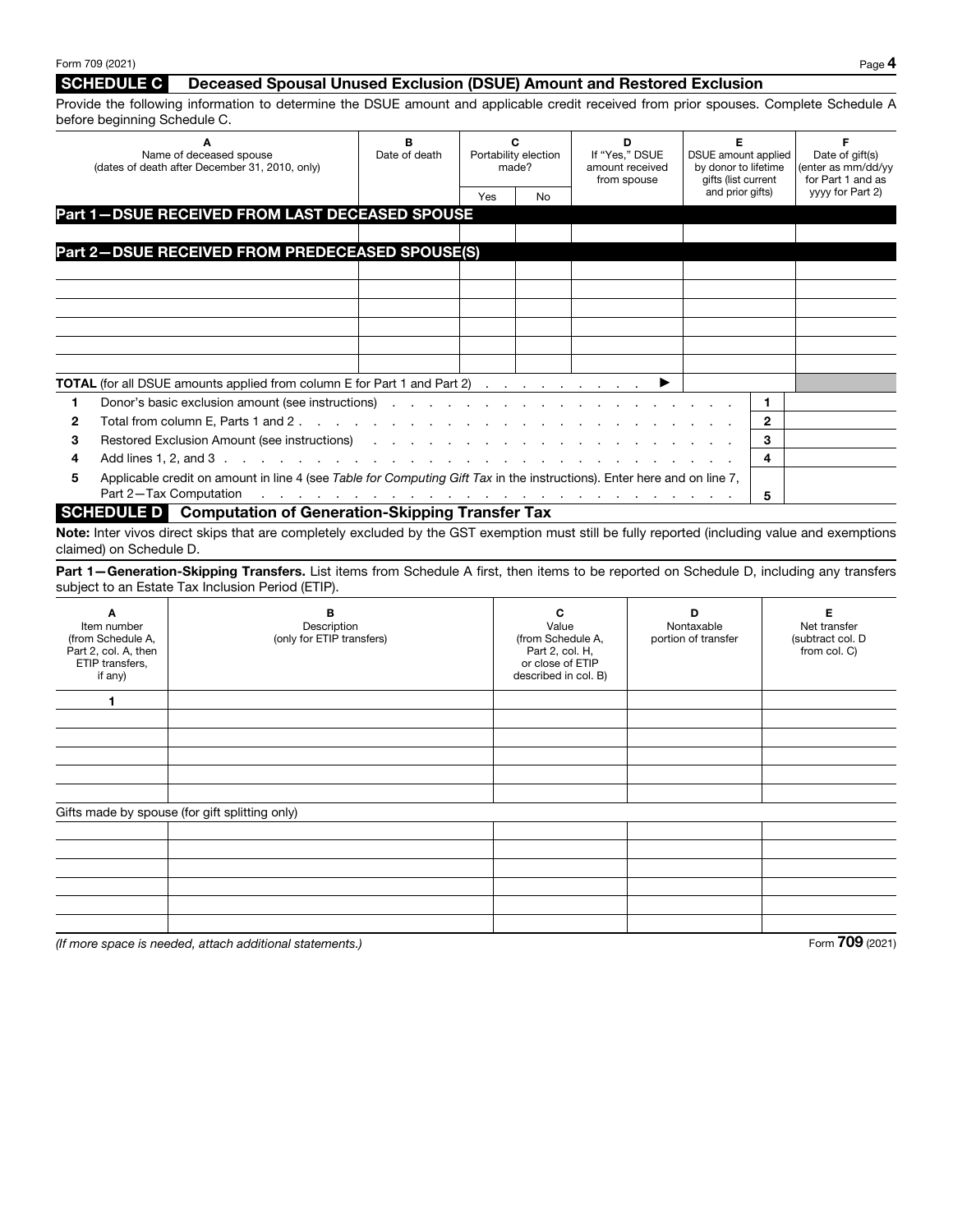## SCHEDULE C Deceased Spousal Unused Exclusion (DSUE) Amount and Restored Exclusion

Provide the following information to determine the DSUE amount and applicable credit received from prior spouses. Complete Schedule A before beginning Schedule C.

| A<br>Name of deceased spouse<br>(dates of death after December 31, 2010, only) | B<br>Date of death | C<br>Portability election made? | | D<br>If "Yes," DSUE amount received from spouse | E<br>DSUE amount applied by donor to lifetime gifts (list current and prior gifts) | F<br>Date of gift(s) (enter as mm/dd/yy for Part 1 and as yyyy for Part 2) |
|---|---|---|---|---|---|---|
| | | Yes | No | | | |
| **Part 1—DSUE RECEIVED FROM LAST DECEASED SPOUSE** | | | | | | |
| | | | | | | |
| **Part 2—DSUE RECEIVED FROM PREDECEASED SPOUSE(S)** | | | | | | |
| | | | | | | |
| | | | | | | |
| | | | | | | |
| | | | | | | |
| | | | | | | |
| | | | | | | |
| **TOTAL** (for all DSUE amounts applied from column E for Part 1 and Part 2) ▶ | | | | | | |

| | | | |
|---|---|---|---|
| 1 | Donor's basic exclusion amount (see instructions) | 1 | |
| 2 | Total from column E, Parts 1 and 2 | 2 | |
| 3 | Restored Exclusion Amount (see instructions) | 3 | |
| 4 | Add lines 1, 2, and 3 | 4 | |
| 5 | Applicable credit on amount in line 4 (see *Table for Computing Gift Tax* in the instructions). Enter here and on line 7, Part 2—Tax Computation | 5 | |

## SCHEDULE D Computation of Generation-Skipping Transfer Tax

**Note:** Inter vivos direct skips that are completely excluded by the GST exemption must still be fully reported (including value and exemptions claimed) on Schedule D.

**Part 1—Generation-Skipping Transfers.** List items from Schedule A first, then items to be reported on Schedule D, including any transfers subject to an Estate Tax Inclusion Period (ETIP).

| A<br>Item number<br>(from Schedule A, Part 2, col. A, then ETIP transfers, if any) | B<br>Description<br>(only for ETIP transfers) | C<br>Value<br>(from Schedule A, Part 2, col. H, or close of ETIP described in col. B) | D<br>Nontaxable portion of transfer | E<br>Net transfer<br>(subtract col. D from col. C) |
|---|---|---|---|---|
| 1 | | | | |
| | | | | |
| | | | | |
| | | | | |
| | | | | |
| | | | | |
| Gifts made by spouse (for gift splitting only) | | | | |
| | | | | |
| | | | | |
| | | | | |
| | | | | |
| | | | | |
| | | | | |

*(If more space is needed, attach additional statements.)*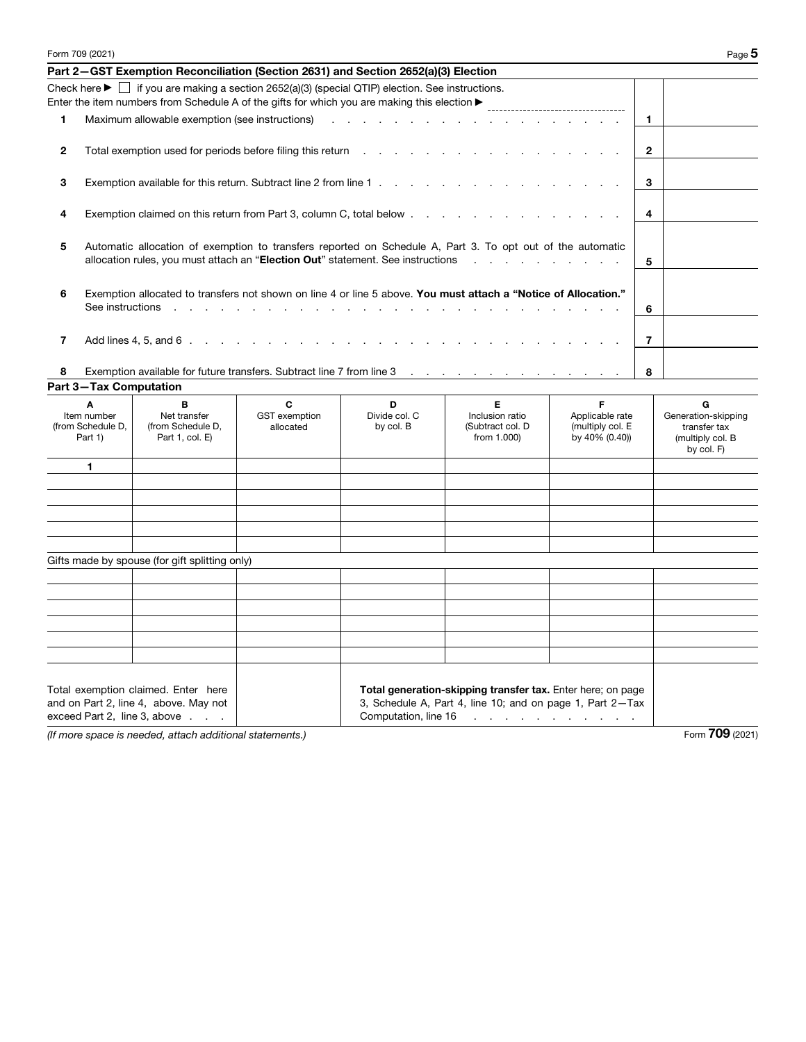## Part 2—GST Exemption Reconciliation (Section 2631) and Section 2652(a)(3) Election

Check here ▶ ☐ if you are making a section 2652(a)(3) (special QTIP) election. See instructions.

Enter the item numbers from Schedule A of the gifts for which you are making this election ▶ ________________

| | | | |
|---|---|---|---|
| **1** | Maximum allowable exemption (see instructions) | **1** | |
| **2** | Total exemption used for periods before filing this return | **2** | |
| **3** | Exemption available for this return. Subtract line 2 from line 1 | **3** | |
| **4** | Exemption claimed on this return from Part 3, column C, total below | **4** | |
| **5** | Automatic allocation of exemption to transfers reported on Schedule A, Part 3. To opt out of the automatic allocation rules, you must attach an "**Election Out**" statement. See instructions | **5** | |
| **6** | Exemption allocated to transfers not shown on line 4 or line 5 above. **You must attach a "Notice of Allocation."** See instructions | **6** | |
| **7** | Add lines 4, 5, and 6 | **7** | |
| **8** | Exemption available for future transfers. Subtract line 7 from line 3 | **8** | |

## Part 3—Tax Computation

| A<br>Item number (from Schedule D, Part 1) | B<br>Net transfer (from Schedule D, Part 1, col. E) | C<br>GST exemption allocated | D<br>Divide col. C by col. B | E<br>Inclusion ratio (Subtract col. D from 1.000) | F<br>Applicable rate (multiply col. E by 40% (0.40)) | G<br>Generation-skipping transfer tax (multiply col. B by col. F) |
|---|---|---|---|---|---|---|
| 1 | | | | | | |
| | | | | | | |
| | | | | | | |
| | | | | | | |
| | | | | | | |
| | | | | | | |
| Gifts made by spouse (for gift splitting only) | | | | | | |
| | | | | | | |
| | | | | | | |
| | | | | | | |
| | | | | | | |
| | | | | | | |
| | | | | | | |
| Total exemption claimed. Enter here and on Part 2, line 4, above. May not exceed Part 2, line 3, above | | | **Total generation-skipping transfer tax.** Enter here; on page 3, Schedule A, Part 4, line 10; and on page 1, Part 2—Tax Computation, line 16 | | | |

*(If more space is needed, attach additional statements.)*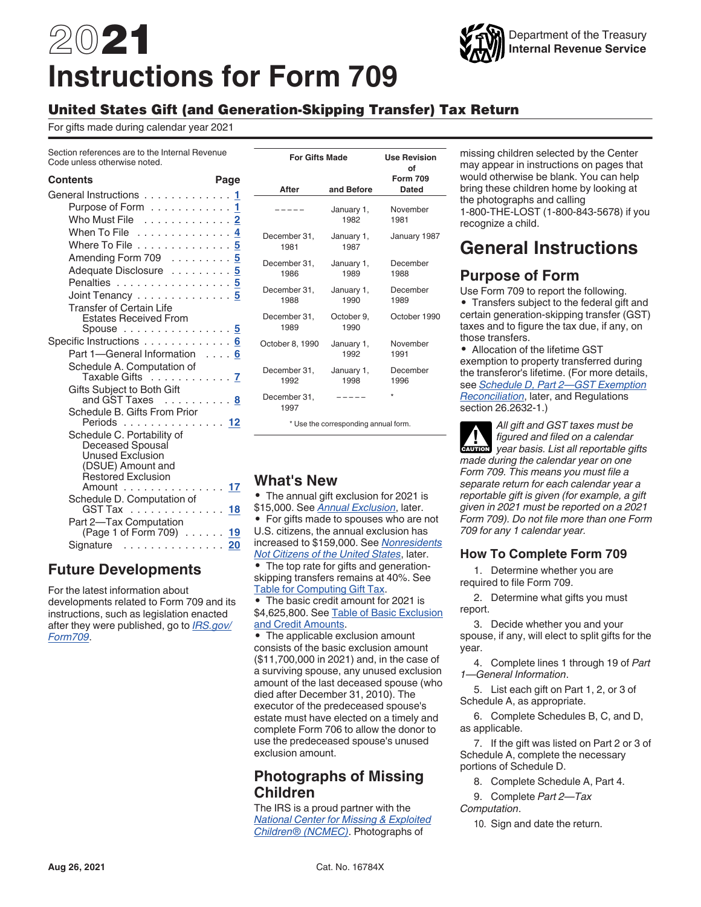# 2021 Instructions for Form 709

## United States Gift (and Generation-Skipping Transfer) Tax Return

For gifts made during calendar year 2021

Section references are to the Internal Revenue Code unless otherwise noted.

**Contents** — **Page**

- General Instructions . . . . . . . . . . . . . 1
  - Purpose of Form . . . . . . . . . . . . 1
  - Who Must File . . . . . . . . . . . . 2
  - When To File . . . . . . . . . . . . . 4
  - Where To File . . . . . . . . . . . . . 5
  - Amending Form 709 . . . . . . . . . 5
  - Adequate Disclosure . . . . . . . . . 5
  - Penalties . . . . . . . . . . . . . . . . . 5
  - Joint Tenancy . . . . . . . . . . . . . 5
  - Transfer of Certain Life Estates Received From Spouse . . . . . . . . . . . . . . . . 5
- Specific Instructions . . . . . . . . . . . . 6
  - Part 1—General Information . . . . 6
  - Schedule A. Computation of Taxable Gifts . . . . . . . . . . . . 7
  - Gifts Subject to Both Gift and GST Taxes . . . . . . . . . . 8
  - Schedule B. Gifts From Prior Periods . . . . . . . . . . . . . . . 12
  - Schedule C. Portability of Deceased Spousal Unused Exclusion (DSUE) Amount and Restored Exclusion Amount . . . . . . . . . . . . . . . 17
  - Schedule D. Computation of GST Tax . . . . . . . . . . . . . . 18
  - Part 2—Tax Computation (Page 1 of Form 709) . . . . . . 19
  - Signature . . . . . . . . . . . . . . . 20

## Future Developments

For the latest information about developments related to Form 709 and its instructions, such as legislation enacted after they were published, go to *IRS.gov/Form709*.

| For Gifts Made | | Use Revision of Form 709 Dated |
|---|---|---|
| **After** | **and Before** | |
| ----- | January 1, 1982 | November 1981 |
| December 31, 1981 | January 1, 1987 | January 1987 |
| December 31, 1986 | January 1, 1989 | December 1988 |
| December 31, 1988 | January 1, 1990 | December 1989 |
| December 31, 1989 | October 9, 1990 | October 1990 |
| October 8, 1990 | January 1, 1992 | November 1991 |
| December 31, 1992 | January 1, 1998 | December 1996 |
| December 31, 1997 | ----- | * |

\* Use the corresponding annual form.

## What's New

- The annual gift exclusion for 2021 is $15,000. See *Annual Exclusion*, later.
- For gifts made to spouses who are not U.S. citizens, the annual exclusion has increased to $159,000. See *Nonresidents Not Citizens of the United States*, later.
- The top rate for gifts and generation-skipping transfers remains at 40%. See Table for Computing Gift Tax.
- The basic credit amount for 2021 is $4,625,800. See Table of Basic Exclusion and Credit Amounts.
- The applicable exclusion amount consists of the basic exclusion amount ($11,700,000 in 2021) and, in the case of a surviving spouse, any unused exclusion amount of the last deceased spouse (who died after December 31, 2010). The executor of the predeceased spouse's estate must have elected on a timely and complete Form 706 to allow the donor to use the predeceased spouse's unused exclusion amount.

## Photographs of Missing Children

The IRS is a proud partner with the *National Center for Missing & Exploited Children® (NCMEC)*. Photographs of missing children selected by the Center may appear in instructions on pages that would otherwise be blank. You can help bring these children home by looking at the photographs and calling 1-800-THE-LOST (1-800-843-5678) if you recognize a child.

# General Instructions

## Purpose of Form

Use Form 709 to report the following.

- Transfers subject to the federal gift and certain generation-skipping transfer (GST) taxes and to figure the tax due, if any, on those transfers.
- Allocation of the lifetime GST exemption to property transferred during the transferor's lifetime. (For more details, see *Schedule D, Part 2—GST Exemption Reconciliation*, later, and Regulations section 26.2632-1.)

**CAUTION:** *All gift and GST taxes must be figured and filed on a calendar year basis. List all reportable gifts made during the calendar year on one Form 709. This means you must file a separate return for each calendar year a reportable gift is given (for example, a gift given in 2021 must be reported on a 2021 Form 709). Do not file more than one Form 709 for any 1 calendar year.*

### How To Complete Form 709

1. Determine whether you are required to file Form 709.
2. Determine what gifts you must report.
3. Decide whether you and your spouse, if any, will elect to split gifts for the year.
4. Complete lines 1 through 19 of *Part 1—General Information*.
5. List each gift on Part 1, 2, or 3 of Schedule A, as appropriate.
6. Complete Schedules B, C, and D, as applicable.
7. If the gift was listed on Part 2 or 3 of Schedule A, complete the necessary portions of Schedule D.
8. Complete Schedule A, Part 4.
9. Complete *Part 2—Tax Computation*.
10. Sign and date the return.

Aug 26, 2021 Cat. No. 16784X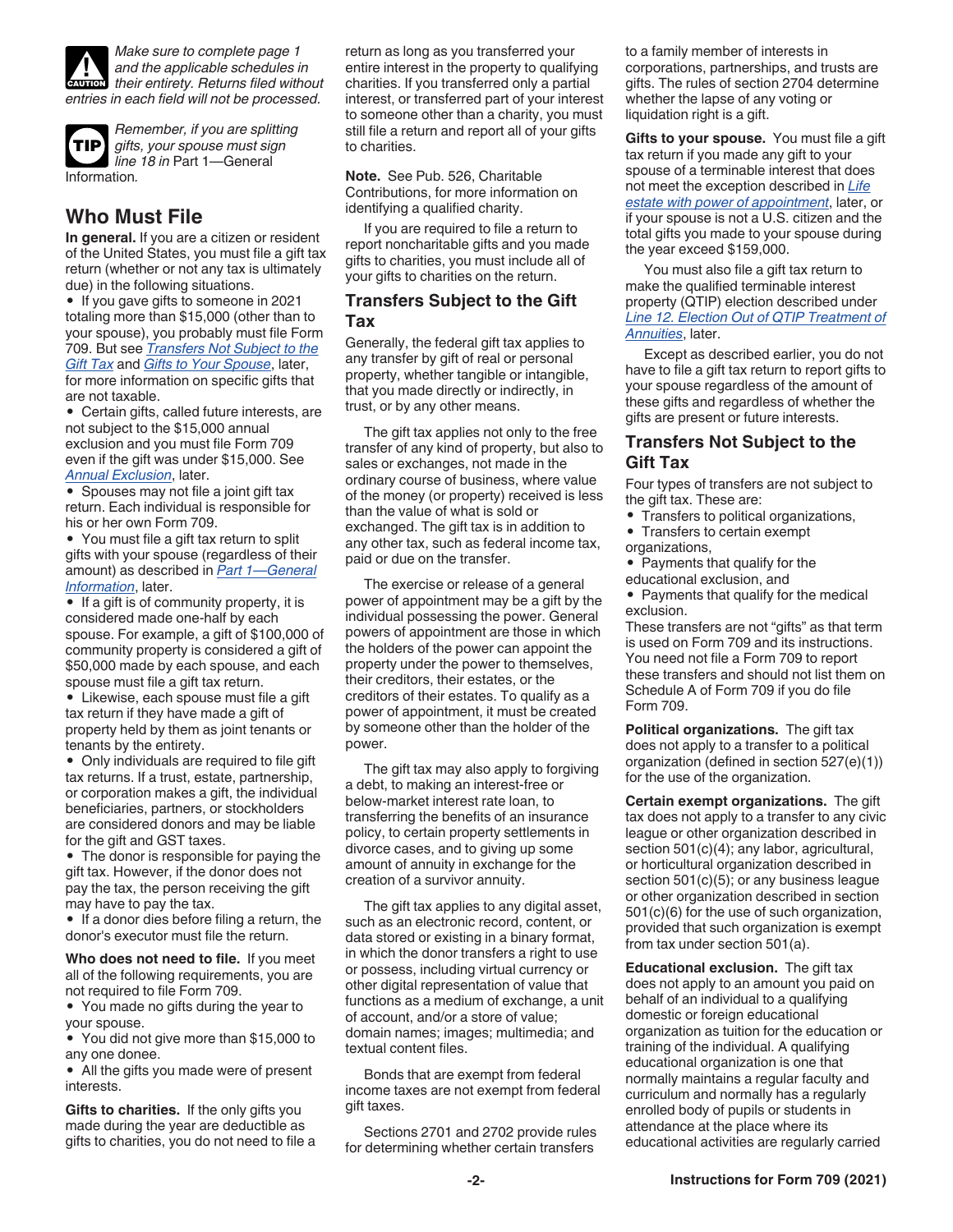*Make sure to complete page 1 and the applicable schedules in their entirety. Returns filed without entries in each field will not be processed.*

*Remember, if you are splitting gifts, your spouse must sign line 18 in* Part 1—General Information*.*

## Who Must File

**In general.** If you are a citizen or resident of the United States, you must file a gift tax return (whether or not any tax is ultimately due) in the following situations.

- If you gave gifts to someone in 2021 totaling more than $15,000 (other than to your spouse), you probably must file Form 709. But see *Transfers Not Subject to the Gift Tax* and *Gifts to Your Spouse*, later, for more information on specific gifts that are not taxable.
- Certain gifts, called future interests, are not subject to the $15,000 annual exclusion and you must file Form 709 even if the gift was under $15,000. See *Annual Exclusion*, later.
- Spouses may not file a joint gift tax return. Each individual is responsible for his or her own Form 709.
- You must file a gift tax return to split gifts with your spouse (regardless of their amount) as described in *Part 1—General Information*, later.
- If a gift is of community property, it is considered made one-half by each spouse. For example, a gift of $100,000 of community property is considered a gift of $50,000 made by each spouse, and each spouse must file a gift tax return.
- Likewise, each spouse must file a gift tax return if they have made a gift of property held by them as joint tenants or tenants by the entirety.
- Only individuals are required to file gift tax returns. If a trust, estate, partnership, or corporation makes a gift, the individual beneficiaries, partners, or stockholders are considered donors and may be liable for the gift and GST taxes.
- The donor is responsible for paying the gift tax. However, if the donor does not pay the tax, the person receiving the gift may have to pay the tax.
- If a donor dies before filing a return, the donor's executor must file the return.

**Who does not need to file.** If you meet all of the following requirements, you are not required to file Form 709.

- You made no gifts during the year to your spouse.
- You did not give more than $15,000 to any one donee.
- All the gifts you made were of present interests.

**Gifts to charities.** If the only gifts you made during the year are deductible as gifts to charities, you do not need to file a return as long as you transferred your entire interest in the property to qualifying charities. If you transferred only a partial interest, or transferred part of your interest to someone other than a charity, you must still file a return and report all of your gifts to charities.

**Note.** See Pub. 526, Charitable Contributions, for more information on identifying a qualified charity.

If you are required to file a return to report noncharitable gifts and you made gifts to charities, you must include all of your gifts to charities on the return.

## Transfers Subject to the Gift Tax

Generally, the federal gift tax applies to any transfer by gift of real or personal property, whether tangible or intangible, that you made directly or indirectly, in trust, or by any other means.

The gift tax applies not only to the free transfer of any kind of property, but also to sales or exchanges, not made in the ordinary course of business, where value of the money (or property) received is less than the value of what is sold or exchanged. The gift tax is in addition to any other tax, such as federal income tax, paid or due on the transfer.

The exercise or release of a general power of appointment may be a gift by the individual possessing the power. General powers of appointment are those in which the holders of the power can appoint the property under the power to themselves, their creditors, their estates, or the creditors of their estates. To qualify as a power of appointment, it must be created by someone other than the holder of the power.

The gift tax may also apply to forgiving a debt, to making an interest-free or below-market interest rate loan, to transferring the benefits of an insurance policy, to certain property settlements in divorce cases, and to giving up some amount of annuity in exchange for the creation of a survivor annuity.

The gift tax applies to any digital asset, such as an electronic record, content, or data stored or existing in a binary format, in which the donor transfers a right to use or possess, including virtual currency or other digital representation of value that functions as a medium of exchange, a unit of account, and/or a store of value; domain names; images; multimedia; and textual content files.

Bonds that are exempt from federal income taxes are not exempt from federal gift taxes.

Sections 2701 and 2702 provide rules for determining whether certain transfers to a family member of interests in corporations, partnerships, and trusts are gifts. The rules of section 2704 determine whether the lapse of any voting or liquidation right is a gift.

**Gifts to your spouse.** You must file a gift tax return if you made any gift to your spouse of a terminable interest that does not meet the exception described in *Life estate with power of appointment*, later, or if your spouse is not a U.S. citizen and the total gifts you made to your spouse during the year exceed $159,000.

You must also file a gift tax return to make the qualified terminable interest property (QTIP) election described under *Line 12. Election Out of QTIP Treatment of Annuities*, later.

Except as described earlier, you do not have to file a gift tax return to report gifts to your spouse regardless of the amount of these gifts and regardless of whether the gifts are present or future interests.

## Transfers Not Subject to the Gift Tax

Four types of transfers are not subject to the gift tax. These are:

- Transfers to political organizations,
- Transfers to certain exempt organizations,
- Payments that qualify for the educational exclusion, and
- Payments that qualify for the medical exclusion.

These transfers are not "gifts" as that term is used on Form 709 and its instructions. You need not file a Form 709 to report these transfers and should not list them on Schedule A of Form 709 if you do file Form 709.

**Political organizations.** The gift tax does not apply to a transfer to a political organization (defined in section 527(e)(1)) for the use of the organization.

**Certain exempt organizations.** The gift tax does not apply to a transfer to any civic league or other organization described in section 501(c)(4); any labor, agricultural, or horticultural organization described in section 501(c)(5); or any business league or other organization described in section 501(c)(6) for the use of such organization, provided that such organization is exempt from tax under section 501(a).

**Educational exclusion.** The gift tax does not apply to an amount you paid on behalf of an individual to a qualifying domestic or foreign educational organization as tuition for the education or training of the individual. A qualifying educational organization is one that normally maintains a regular faculty and curriculum and normally has a regularly enrolled body of pupils or students in attendance at the place where its educational activities are regularly carried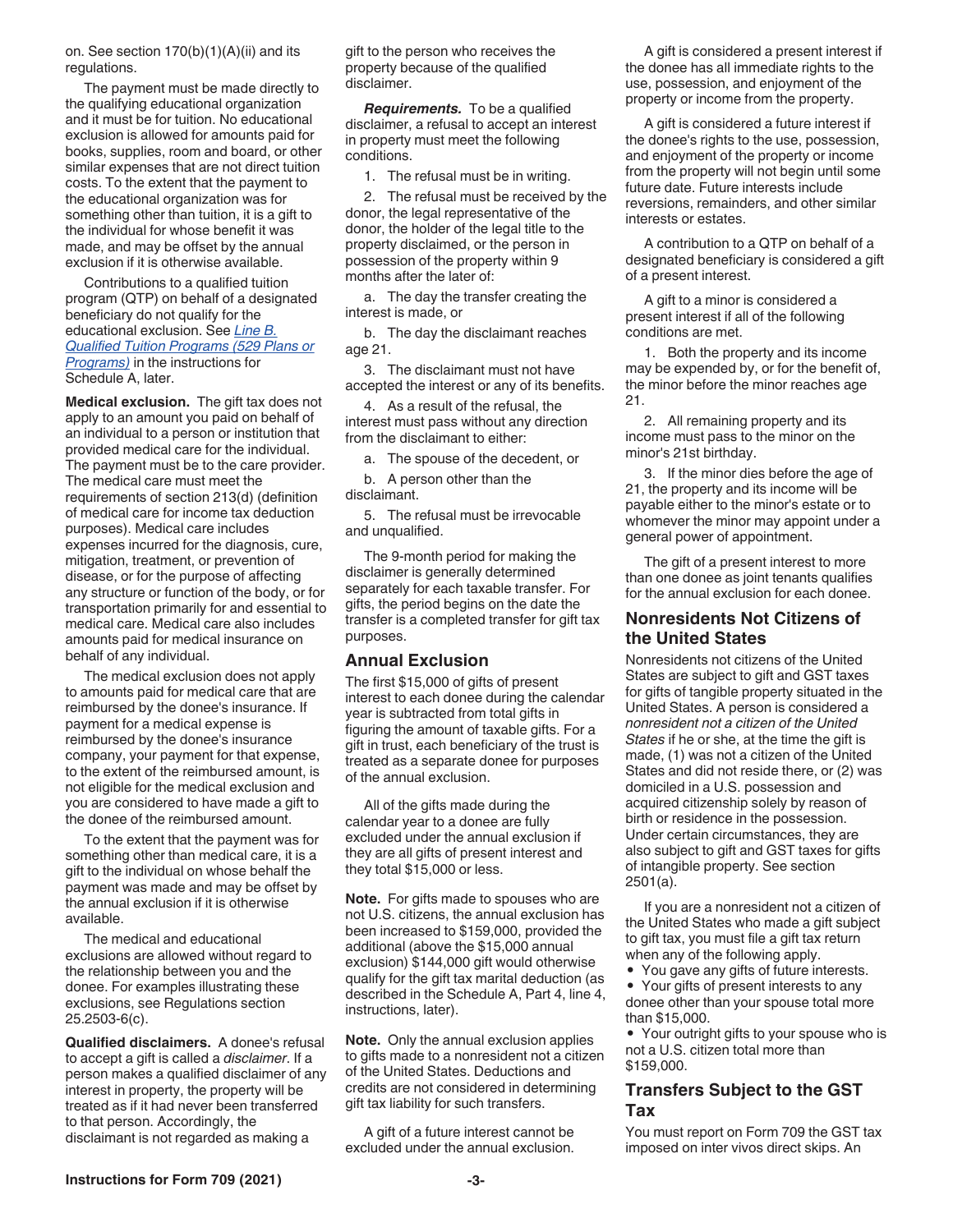on. See section 170(b)(1)(A)(ii) and its regulations.

The payment must be made directly to the qualifying educational organization and it must be for tuition. No educational exclusion is allowed for amounts paid for books, supplies, room and board, or other similar expenses that are not direct tuition costs. To the extent that the payment to the educational organization was for something other than tuition, it is a gift to the individual for whose benefit it was made, and may be offset by the annual exclusion if it is otherwise available.

Contributions to a qualified tuition program (QTP) on behalf of a designated beneficiary do not qualify for the educational exclusion. See *Line B. Qualified Tuition Programs (529 Plans or Programs)* in the instructions for Schedule A, later.

**Medical exclusion.** The gift tax does not apply to an amount you paid on behalf of an individual to a person or institution that provided medical care for the individual. The payment must be to the care provider. The medical care must meet the requirements of section 213(d) (definition of medical care for income tax deduction purposes). Medical care includes expenses incurred for the diagnosis, cure, mitigation, treatment, or prevention of disease, or for the purpose of affecting any structure or function of the body, or for transportation primarily for and essential to medical care. Medical care also includes amounts paid for medical insurance on behalf of any individual.

The medical exclusion does not apply to amounts paid for medical care that are reimbursed by the donee's insurance. If payment for a medical expense is reimbursed by the donee's insurance company, your payment for that expense, to the extent of the reimbursed amount, is not eligible for the medical exclusion and you are considered to have made a gift to the donee of the reimbursed amount.

To the extent that the payment was for something other than medical care, it is a gift to the individual on whose behalf the payment was made and may be offset by the annual exclusion if it is otherwise available.

The medical and educational exclusions are allowed without regard to the relationship between you and the donee. For examples illustrating these exclusions, see Regulations section 25.2503-6(c).

**Qualified disclaimers.** A donee's refusal to accept a gift is called a *disclaimer*. If a person makes a qualified disclaimer of any interest in property, the property will be treated as if it had never been transferred to that person. Accordingly, the disclaimant is not regarded as making a gift to the person who receives the property because of the qualified disclaimer.

***Requirements.*** To be a qualified disclaimer, a refusal to accept an interest in property must meet the following conditions.

1. The refusal must be in writing.
2. The refusal must be received by the donor, the legal representative of the donor, the holder of the legal title to the property disclaimed, or the person in possession of the property within 9 months after the later of:
   a. The day the transfer creating the interest is made, or
   b. The day the disclaimant reaches age 21.
3. The disclaimant must not have accepted the interest or any of its benefits.
4. As a result of the refusal, the interest must pass without any direction from the disclaimant to either:
   a. The spouse of the decedent, or
   b. A person other than the disclaimant.
5. The refusal must be irrevocable and unqualified.

The 9-month period for making the disclaimer is generally determined separately for each taxable transfer. For gifts, the period begins on the date the transfer is a completed transfer for gift tax purposes.

## Annual Exclusion

The first $15,000 of gifts of present interest to each donee during the calendar year is subtracted from total gifts in figuring the amount of taxable gifts. For a gift in trust, each beneficiary of the trust is treated as a separate donee for purposes of the annual exclusion.

All of the gifts made during the calendar year to a donee are fully excluded under the annual exclusion if they are all gifts of present interest and they total $15,000 or less.

**Note.** For gifts made to spouses who are not U.S. citizens, the annual exclusion has been increased to $159,000, provided the additional (above the $15,000 annual exclusion) $144,000 gift would otherwise qualify for the gift tax marital deduction (as described in the Schedule A, Part 4, line 4, instructions, later).

**Note.** Only the annual exclusion applies to gifts made to a nonresident not a citizen of the United States. Deductions and credits are not considered in determining gift tax liability for such transfers.

A gift of a future interest cannot be excluded under the annual exclusion.

A gift is considered a present interest if the donee has all immediate rights to the use, possession, and enjoyment of the property or income from the property.

A gift is considered a future interest if the donee's rights to the use, possession, and enjoyment of the property or income from the property will not begin until some future date. Future interests include reversions, remainders, and other similar interests or estates.

A contribution to a QTP on behalf of a designated beneficiary is considered a gift of a present interest.

A gift to a minor is considered a present interest if all of the following conditions are met.

1. Both the property and its income may be expended by, or for the benefit of, the minor before the minor reaches age 21.
2. All remaining property and its income must pass to the minor on the minor's 21st birthday.
3. If the minor dies before the age of 21, the property and its income will be payable either to the minor's estate or to whomever the minor may appoint under a general power of appointment.

The gift of a present interest to more than one donee as joint tenants qualifies for the annual exclusion for each donee.

## Nonresidents Not Citizens of the United States

Nonresidents not citizens of the United States are subject to gift and GST taxes for gifts of tangible property situated in the United States. A person is considered a *nonresident not a citizen of the United States* if he or she, at the time the gift is made, (1) was not a citizen of the United States and did not reside there, or (2) was domiciled in a U.S. possession and acquired citizenship solely by reason of birth or residence in the possession. Under certain circumstances, they are also subject to gift and GST taxes for gifts of intangible property. See section 2501(a).

If you are a nonresident not a citizen of the United States who made a gift subject to gift tax, you must file a gift tax return when any of the following apply.

- You gave any gifts of future interests.
- Your gifts of present interests to any donee other than your spouse total more than $15,000.
- Your outright gifts to your spouse who is not a U.S. citizen total more than $159,000.

## Transfers Subject to the GST Tax

You must report on Form 709 the GST tax imposed on inter vivos direct skips. An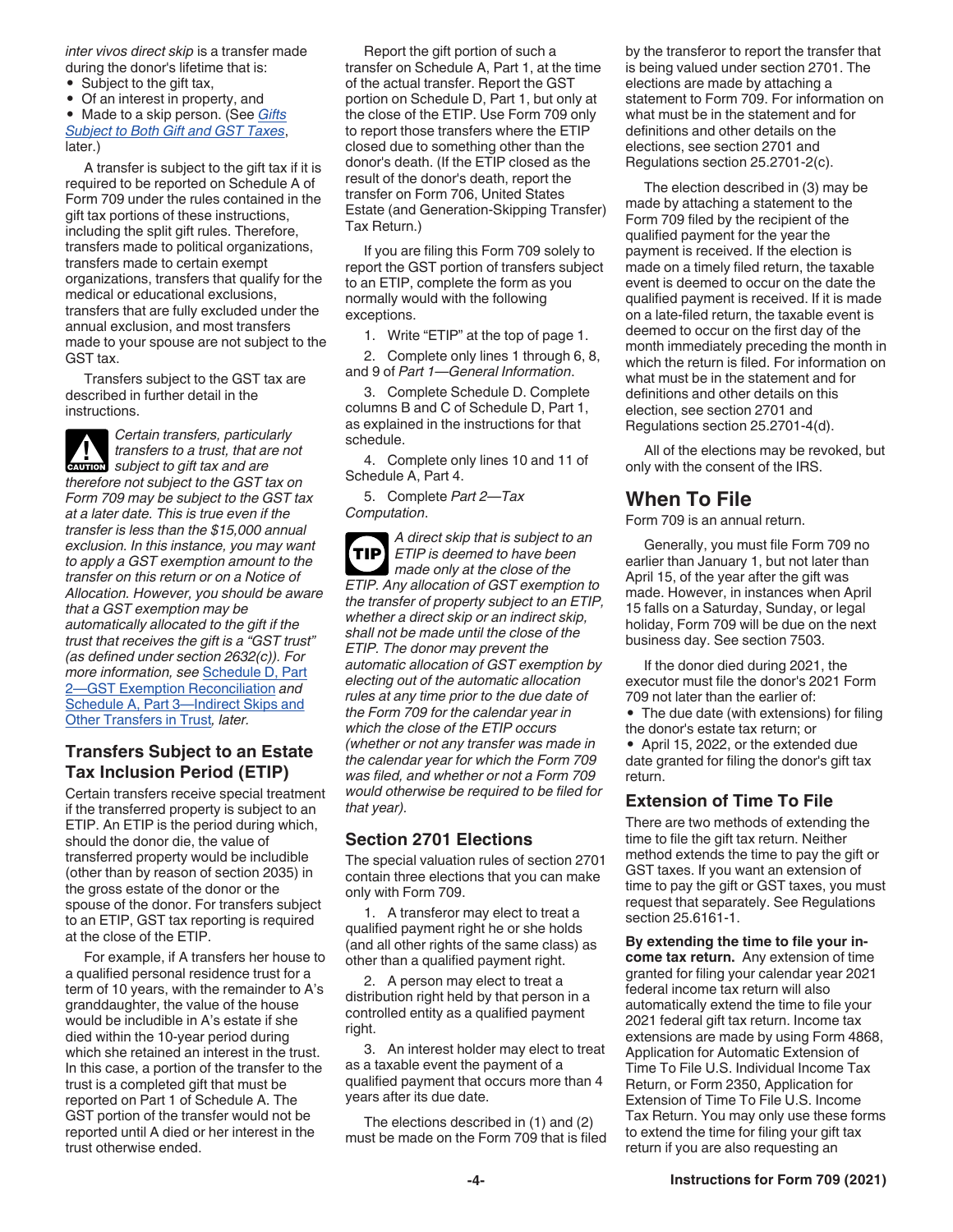*inter vivos direct skip* is a transfer made during the donor's lifetime that is:

- Subject to the gift tax,
- Of an interest in property, and
- Made to a skip person. (See Gifts Subject to Both Gift and GST Taxes, later.)

A transfer is subject to the gift tax if it is required to be reported on Schedule A of Form 709 under the rules contained in the gift tax portions of these instructions, including the split gift rules. Therefore, transfers made to political organizations, transfers made to certain exempt organizations, transfers that qualify for the medical or educational exclusions, transfers that are fully excluded under the annual exclusion, and most transfers made to your spouse are not subject to the GST tax.

Transfers subject to the GST tax are described in further detail in the instructions.

**CAUTION** *Certain transfers, particularly transfers to a trust, that are not subject to gift tax and are therefore not subject to the GST tax on Form 709 may be subject to the GST tax at a later date. This is true even if the transfer is less than the $15,000 annual exclusion. In this instance, you may want to apply a GST exemption amount to the transfer on this return or on a Notice of Allocation. However, you should be aware that a GST exemption may be automatically allocated to the gift if the trust that receives the gift is a "GST trust" (as defined under section 2632(c)). For more information, see* Schedule D, Part 2—GST Exemption Reconciliation *and* Schedule A, Part 3—Indirect Skips and Other Transfers in Trust*, later.*

### Transfers Subject to an Estate Tax Inclusion Period (ETIP)

Certain transfers receive special treatment if the transferred property is subject to an ETIP. An ETIP is the period during which, should the donor die, the value of transferred property would be includible (other than by reason of section 2035) in the gross estate of the donor or the spouse of the donor. For transfers subject to an ETIP, GST tax reporting is required at the close of the ETIP.

For example, if A transfers her house to a qualified personal residence trust for a term of 10 years, with the remainder to A's granddaughter, the value of the house would be includible in A's estate if she died within the 10-year period during which she retained an interest in the trust. In this case, a portion of the transfer to the trust is a completed gift that must be reported on Part 1 of Schedule A. The GST portion of the transfer would not be reported until A died or her interest in the trust otherwise ended.

Report the gift portion of such a transfer on Schedule A, Part 1, at the time of the actual transfer. Report the GST portion on Schedule D, Part 1, but only at the close of the ETIP. Use Form 709 only to report those transfers where the ETIP closed due to something other than the donor's death. (If the ETIP closed as the result of the donor's death, report the transfer on Form 706, United States Estate (and Generation-Skipping Transfer) Tax Return.)

If you are filing this Form 709 solely to report the GST portion of transfers subject to an ETIP, complete the form as you normally would with the following exceptions.

1. Write "ETIP" at the top of page 1.
2. Complete only lines 1 through 6, 8, and 9 of *Part 1—General Information*.
3. Complete Schedule D. Complete columns B and C of Schedule D, Part 1, as explained in the instructions for that schedule.
4. Complete only lines 10 and 11 of Schedule A, Part 4.
5. Complete *Part 2—Tax Computation*.

**TIP** *A direct skip that is subject to an ETIP is deemed to have been made only at the close of the ETIP. Any allocation of GST exemption to the transfer of property subject to an ETIP, whether a direct skip or an indirect skip, shall not be made until the close of the ETIP. The donor may prevent the automatic allocation of GST exemption by electing out of the automatic allocation rules at any time prior to the due date of the Form 709 for the calendar year in which the close of the ETIP occurs (whether or not any transfer was made in the calendar year for which the Form 709 was filed, and whether or not a Form 709 would otherwise be required to be filed for that year).*

### Section 2701 Elections

The special valuation rules of section 2701 contain three elections that you can make only with Form 709.

1. A transferor may elect to treat a qualified payment right he or she holds (and all other rights of the same class) as other than a qualified payment right.
2. A person may elect to treat a distribution right held by that person in a controlled entity as a qualified payment right.
3. An interest holder may elect to treat as a taxable event the payment of a qualified payment that occurs more than 4 years after its due date.

The elections described in (1) and (2) must be made on the Form 709 that is filed by the transferor to report the transfer that is being valued under section 2701. The elections are made by attaching a statement to Form 709. For information on what must be in the statement and for definitions and other details on the elections, see section 2701 and Regulations section 25.2701-2(c).

The election described in (3) may be made by attaching a statement to the Form 709 filed by the recipient of the qualified payment for the year the payment is received. If the election is made on a timely filed return, the taxable event is deemed to occur on the date the qualified payment is received. If it is made on a late-filed return, the taxable event is deemed to occur on the first day of the month immediately preceding the month in which the return is filed. For information on what must be in the statement and for definitions and other details on this election, see section 2701 and Regulations section 25.2701-4(d).

All of the elections may be revoked, but only with the consent of the IRS.

## When To File

Form 709 is an annual return.

Generally, you must file Form 709 no earlier than January 1, but not later than April 15, of the year after the gift was made. However, in instances when April 15 falls on a Saturday, Sunday, or legal holiday, Form 709 will be due on the next business day. See section 7503.

If the donor died during 2021, the executor must file the donor's 2021 Form 709 not later than the earlier of:

- The due date (with extensions) for filing the donor's estate tax return; or
- April 15, 2022, or the extended due date granted for filing the donor's gift tax return.

### Extension of Time To File

There are two methods of extending the time to file the gift tax return. Neither method extends the time to pay the gift or GST taxes. If you want an extension of time to pay the gift or GST taxes, you must request that separately. See Regulations section 25.6161-1.

**By extending the time to file your income tax return.** Any extension of time granted for filing your calendar year 2021 federal income tax return will also automatically extend the time to file your 2021 federal gift tax return. Income tax extensions are made by using Form 4868, Application for Automatic Extension of Time To File U.S. Individual Income Tax Return, or Form 2350, Application for Extension of Time To File U.S. Income Tax Return. You may only use these forms to extend the time for filing your gift tax return if you are also requesting an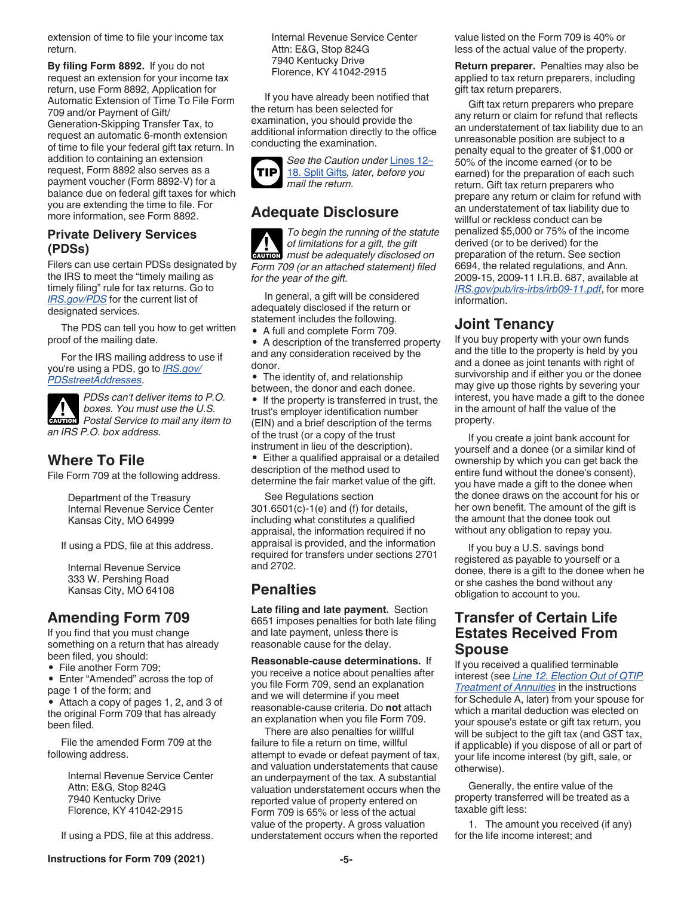extension of time to file your income tax return.

**By filing Form 8892.** If you do not request an extension for your income tax return, use Form 8892, Application for Automatic Extension of Time To File Form 709 and/or Payment of Gift/Generation-Skipping Transfer Tax, to request an automatic 6-month extension of time to file your federal gift tax return. In addition to containing an extension request, Form 8892 also serves as a payment voucher (Form 8892-V) for a balance due on federal gift taxes for which you are extending the time to file. For more information, see Form 8892.

### Private Delivery Services (PDSs)

Filers can use certain PDSs designated by the IRS to meet the "timely mailing as timely filing" rule for tax returns. Go to *IRS.gov/PDS* for the current list of designated services.

The PDS can tell you how to get written proof of the mailing date.

For the IRS mailing address to use if you're using a PDS, go to *IRS.gov/PDSstreetAddresses*.

CAUTION: *PDSs can't deliver items to P.O. boxes. You must use the U.S. Postal Service to mail any item to an IRS P.O. box address.*

## Where To File

File Form 709 at the following address.

Department of the Treasury
Internal Revenue Service Center
Kansas City, MO 64999

If using a PDS, file at this address.

Internal Revenue Service
333 W. Pershing Road
Kansas City, MO 64108

## Amending Form 709

If you find that you must change something on a return that has already been filed, you should:

- File another Form 709;
- Enter "Amended" across the top of page 1 of the form; and
- Attach a copy of pages 1, 2, and 3 of the original Form 709 that has already been filed.

File the amended Form 709 at the following address.

Internal Revenue Service Center
Attn: E&G, Stop 824G
7940 Kentucky Drive
Florence, KY 41042-2915

If using a PDS, file at this address.

Internal Revenue Service Center
Attn: E&G, Stop 824G
7940 Kentucky Drive
Florence, KY 41042-2915

If you have already been notified that the return has been selected for examination, you should provide the additional information directly to the office conducting the examination.

TIP: *See the Caution under Lines 12–18. Split Gifts, later, before you mail the return.*

## Adequate Disclosure

CAUTION: *To begin the running of the statute of limitations for a gift, the gift must be adequately disclosed on Form 709 (or an attached statement) filed for the year of the gift.*

In general, a gift will be considered adequately disclosed if the return or statement includes the following.

- A full and complete Form 709.
- A description of the transferred property and any consideration received by the donor.
- The identity of, and relationship between, the donor and each donee.
- If the property is transferred in trust, the trust's employer identification number (EIN) and a brief description of the terms of the trust (or a copy of the trust instrument in lieu of the description).
- Either a qualified appraisal or a detailed description of the method used to determine the fair market value of the gift.

See Regulations section 301.6501(c)-1(e) and (f) for details, including what constitutes a qualified appraisal, the information required if no appraisal is provided, and the information required for transfers under sections 2701 and 2702.

## Penalties

**Late filing and late payment.** Section 6651 imposes penalties for both late filing and late payment, unless there is reasonable cause for the delay.

**Reasonable-cause determinations.** If you receive a notice about penalties after you file Form 709, send an explanation and we will determine if you meet reasonable-cause criteria. Do **not** attach an explanation when you file Form 709.

There are also penalties for willful failure to file a return on time, willful attempt to evade or defeat payment of tax, and valuation understatements that cause an underpayment of the tax. A substantial valuation understatement occurs when the reported value of property entered on Form 709 is 65% or less of the actual value of the property. A gross valuation understatement occurs when the reported value listed on the Form 709 is 40% or less of the actual value of the property.

**Return preparer.** Penalties may also be applied to tax return preparers, including gift tax return preparers.

Gift tax return preparers who prepare any return or claim for refund that reflects an understatement of tax liability due to an unreasonable position are subject to a penalty equal to the greater of $1,000 or 50% of the income earned (or to be earned) for the preparation of each such return. Gift tax return preparers who prepare any return or claim for refund with an understatement of tax liability due to willful or reckless conduct can be penalized $5,000 or 75% of the income derived (or to be derived) for the preparation of the return. See section 6694, the related regulations, and Ann. 2009-15, 2009-11 I.R.B. 687, available at *IRS.gov/pub/irs-irbs/irb09-11.pdf*, for more information.

## Joint Tenancy

If you buy property with your own funds and the title to the property is held by you and a donee as joint tenants with right of survivorship and if either you or the donee may give up those rights by severing your interest, you have made a gift to the donee in the amount of half the value of the property.

If you create a joint bank account for yourself and a donee (or a similar kind of ownership by which you can get back the entire fund without the donee's consent), you have made a gift to the donee when the donee draws on the account for his or her own benefit. The amount of the gift is the amount that the donee took out without any obligation to repay you.

If you buy a U.S. savings bond registered as payable to yourself or a donee, there is a gift to the donee when he or she cashes the bond without any obligation to account to you.

## Transfer of Certain Life Estates Received From Spouse

If you received a qualified terminable interest (see *Line 12. Election Out of QTIP Treatment of Annuities* in the instructions for Schedule A, later) from your spouse for which a marital deduction was elected on your spouse's estate or gift tax return, you will be subject to the gift tax (and GST tax, if applicable) if you dispose of all or part of your life income interest (by gift, sale, or otherwise).

Generally, the entire value of the property transferred will be treated as a taxable gift less:

1. The amount you received (if any) for the life income interest; and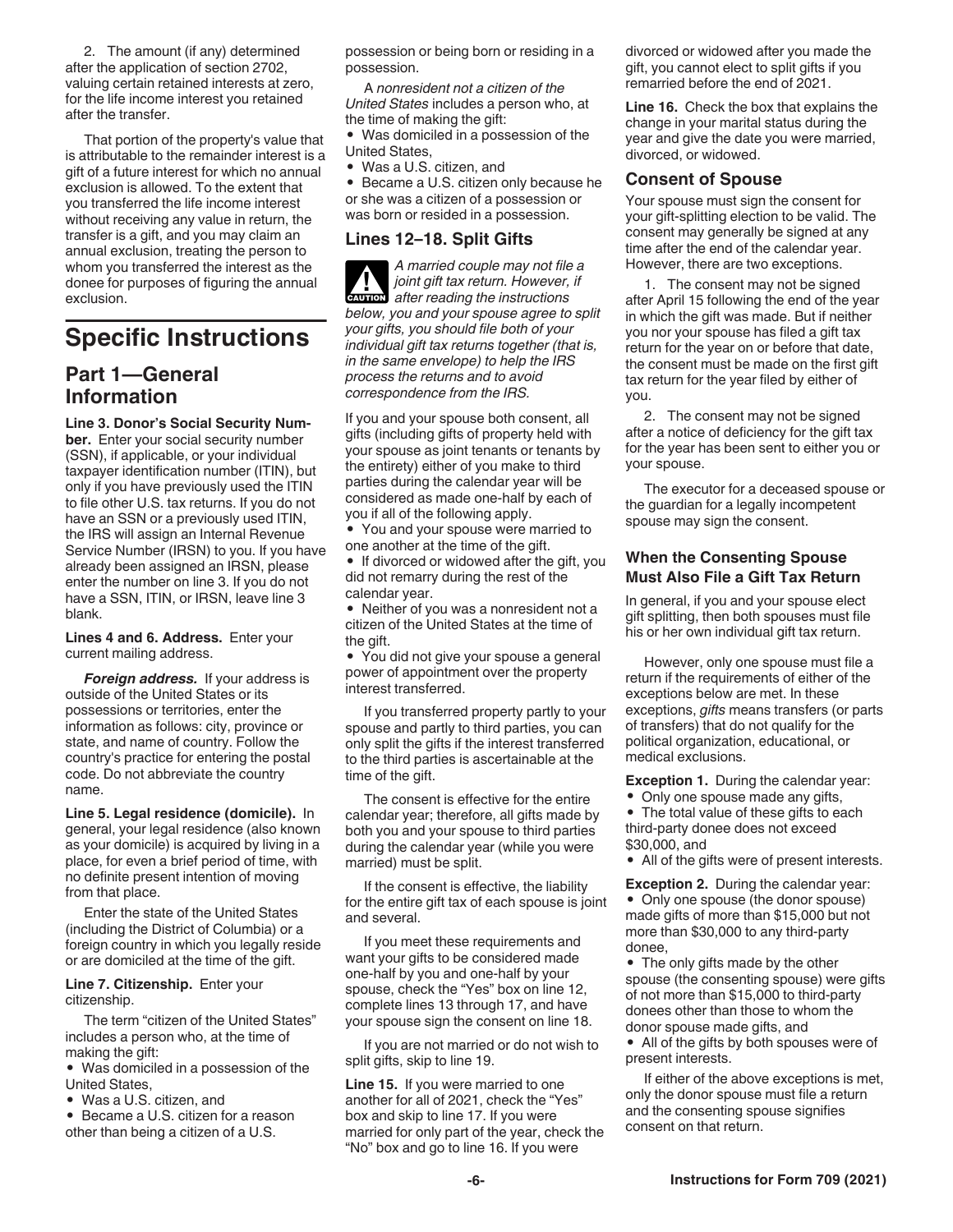2. The amount (if any) determined after the application of section 2702, valuing certain retained interests at zero, for the life income interest you retained after the transfer.

That portion of the property's value that is attributable to the remainder interest is a gift of a future interest for which no annual exclusion is allowed. To the extent that you transferred the life income interest without receiving any value in return, the transfer is a gift, and you may claim an annual exclusion, treating the person to whom you transferred the interest as the donee for purposes of figuring the annual exclusion.

# Specific Instructions

## Part 1—General Information

**Line 3. Donor's Social Security Number.** Enter your social security number (SSN), if applicable, or your individual taxpayer identification number (ITIN), but only if you have previously used the ITIN to file other U.S. tax returns. If you do not have an SSN or a previously used ITIN, the IRS will assign an Internal Revenue Service Number (IRSN) to you. If you have already been assigned an IRSN, please enter the number on line 3. If you do not have a SSN, ITIN, or IRSN, leave line 3 blank.

**Lines 4 and 6. Address.** Enter your current mailing address.

***Foreign address.*** If your address is outside of the United States or its possessions or territories, enter the information as follows: city, province or state, and name of country. Follow the country's practice for entering the postal code. Do not abbreviate the country name.

**Line 5. Legal residence (domicile).** In general, your legal residence (also known as your domicile) is acquired by living in a place, for even a brief period of time, with no definite present intention of moving from that place.

Enter the state of the United States (including the District of Columbia) or a foreign country in which you legally reside or are domiciled at the time of the gift.

**Line 7. Citizenship.** Enter your citizenship.

The term "citizen of the United States" includes a person who, at the time of making the gift:

- Was domiciled in a possession of the United States,
- Was a U.S. citizen, and
- Became a U.S. citizen for a reason other than being a citizen of a U.S. possession or being born or residing in a possession.

A *nonresident not a citizen of the United States* includes a person who, at the time of making the gift:

- Was domiciled in a possession of the United States,
- Was a U.S. citizen, and
- Became a U.S. citizen only because he or she was a citizen of a possession or was born or resided in a possession.

## Lines 12–18. Split Gifts

**CAUTION** *A married couple may not file a joint gift tax return. However, if after reading the instructions below, you and your spouse agree to split your gifts, you should file both of your individual gift tax returns together (that is, in the same envelope) to help the IRS process the returns and to avoid correspondence from the IRS.*

If you and your spouse both consent, all gifts (including gifts of property held with your spouse as joint tenants or tenants by the entirety) either of you make to third parties during the calendar year will be considered as made one-half by each of you if all of the following apply.

- You and your spouse were married to one another at the time of the gift.
- If divorced or widowed after the gift, you did not remarry during the rest of the calendar year.
- Neither of you was a nonresident not a citizen of the United States at the time of the gift.
- You did not give your spouse a general power of appointment over the property interest transferred.

If you transferred property partly to your spouse and partly to third parties, you can only split the gifts if the interest transferred to the third parties is ascertainable at the time of the gift.

The consent is effective for the entire calendar year; therefore, all gifts made by both you and your spouse to third parties during the calendar year (while you were married) must be split.

If the consent is effective, the liability for the entire gift tax of each spouse is joint and several.

If you meet these requirements and want your gifts to be considered made one-half by you and one-half by your spouse, check the "Yes" box on line 12, complete lines 13 through 17, and have your spouse sign the consent on line 18.

If you are not married or do not wish to split gifts, skip to line 19.

**Line 15.** If you were married to one another for all of 2021, check the "Yes" box and skip to line 17. If you were married for only part of the year, check the "No" box and go to line 16. If you were divorced or widowed after you made the gift, you cannot elect to split gifts if you remarried before the end of 2021.

**Line 16.** Check the box that explains the change in your marital status during the year and give the date you were married, divorced, or widowed.

### Consent of Spouse

Your spouse must sign the consent for your gift-splitting election to be valid. The consent may generally be signed at any time after the end of the calendar year. However, there are two exceptions.

1. The consent may not be signed after April 15 following the end of the year in which the gift was made. But if neither you nor your spouse has filed a gift tax return for the year on or before that date, the consent must be made on the first gift tax return for the year filed by either of you.

2. The consent may not be signed after a notice of deficiency for the gift tax for the year has been sent to either you or your spouse.

The executor for a deceased spouse or the guardian for a legally incompetent spouse may sign the consent.

#### When the Consenting Spouse Must Also File a Gift Tax Return

In general, if you and your spouse elect gift splitting, then both spouses must file his or her own individual gift tax return.

However, only one spouse must file a return if the requirements of either of the exceptions below are met. In these exceptions, *gifts* means transfers (or parts of transfers) that do not qualify for the political organization, educational, or medical exclusions.

**Exception 1.** During the calendar year:

- Only one spouse made any gifts,
- The total value of these gifts to each third-party donee does not exceed $30,000, and
- All of the gifts were of present interests.

**Exception 2.** During the calendar year:

- Only one spouse (the donor spouse) made gifts of more than $15,000 but not more than $30,000 to any third-party donee,
- The only gifts made by the other spouse (the consenting spouse) were gifts of not more than $15,000 to third-party donees other than those to whom the donor spouse made gifts, and
- All of the gifts by both spouses were of present interests.

If either of the above exceptions is met, only the donor spouse must file a return and the consenting spouse signifies consent on that return.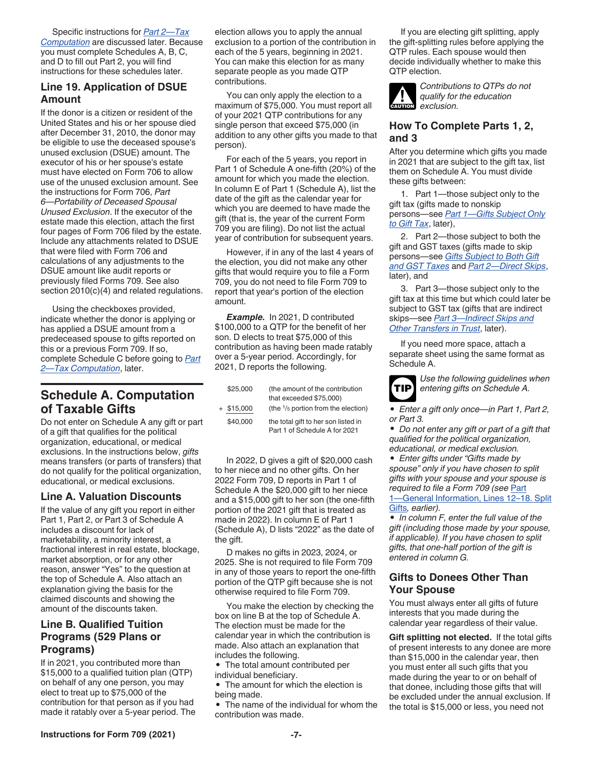Specific instructions for *Part 2—Tax Computation* are discussed later. Because you must complete Schedules A, B, C, and D to fill out Part 2, you will find instructions for these schedules later.

### Line 19. Application of DSUE Amount

If the donor is a citizen or resident of the United States and his or her spouse died after December 31, 2010, the donor may be eligible to use the deceased spouse's unused exclusion (DSUE) amount. The executor of his or her spouse's estate must have elected on Form 706 to allow use of the unused exclusion amount. See the instructions for Form 706, *Part 6—Portability of Deceased Spousal Unused Exclusion*. If the executor of the estate made this election, attach the first four pages of Form 706 filed by the estate. Include any attachments related to DSUE that were filed with Form 706 and calculations of any adjustments to the DSUE amount like audit reports or previously filed Forms 709. See also section 2010(c)(4) and related regulations.

Using the checkboxes provided, indicate whether the donor is applying or has applied a DSUE amount from a predeceased spouse to gifts reported on this or a previous Form 709. If so, complete Schedule C before going to *Part 2—Tax Computation*, later.

## Schedule A. Computation of Taxable Gifts

Do not enter on Schedule A any gift or part of a gift that qualifies for the political organization, educational, or medical exclusions. In the instructions below, *gifts* means transfers (or parts of transfers) that do not qualify for the political organization, educational, or medical exclusions.

### Line A. Valuation Discounts

If the value of any gift you report in either Part 1, Part 2, or Part 3 of Schedule A includes a discount for lack of marketability, a minority interest, a fractional interest in real estate, blockage, market absorption, or for any other reason, answer “Yes” to the question at the top of Schedule A. Also attach an explanation giving the basis for the claimed discounts and showing the amount of the discounts taken.

### Line B. Qualified Tuition Programs (529 Plans or Programs)

If in 2021, you contributed more than $15,000 to a qualified tuition plan (QTP) on behalf of any one person, you may elect to treat up to $75,000 of the contribution for that person as if you had made it ratably over a 5-year period. The election allows you to apply the annual exclusion to a portion of the contribution in each of the 5 years, beginning in 2021. You can make this election for as many separate people as you made QTP contributions.

You can only apply the election to a maximum of $75,000. You must report all of your 2021 QTP contributions for any single person that exceed $75,000 (in addition to any other gifts you made to that person).

For each of the 5 years, you report in Part 1 of Schedule A one-fifth (20%) of the amount for which you made the election. In column E of Part 1 (Schedule A), list the date of the gift as the calendar year for which you are deemed to have made the gift (that is, the year of the current Form 709 you are filing). Do not list the actual year of contribution for subsequent years.

However, if in any of the last 4 years of the election, you did not make any other gifts that would require you to file a Form 709, you do not need to file Form 709 to report that year's portion of the election amount.

***Example.*** In 2021, D contributed $100,000 to a QTP for the benefit of her son. D elects to treat $75,000 of this contribution as having been made ratably over a 5-year period. Accordingly, for 2021, D reports the following.

| | |
|---|---|
| $25,000 | (the amount of the contribution that exceeded $75,000) |
| + $15,000 | (the 1/5 portion from the election) |
| $40,000 | the total gift to her son listed in Part 1 of Schedule A for 2021 |

In 2022, D gives a gift of $20,000 cash to her niece and no other gifts. On her 2022 Form 709, D reports in Part 1 of Schedule A the $20,000 gift to her niece and a $15,000 gift to her son (the one-fifth portion of the 2021 gift that is treated as made in 2022). In column E of Part 1 (Schedule A), D lists “2022” as the date of the gift.

D makes no gifts in 2023, 2024, or 2025. She is not required to file Form 709 in any of those years to report the one-fifth portion of the QTP gift because she is not otherwise required to file Form 709.

You make the election by checking the box on line B at the top of Schedule A. The election must be made for the calendar year in which the contribution is made. Also attach an explanation that includes the following.

- The total amount contributed per individual beneficiary.
- The amount for which the election is being made.
- The name of the individual for whom the contribution was made.

If you are electing gift splitting, apply the gift-splitting rules before applying the QTP rules. Each spouse would then decide individually whether to make this QTP election.

**CAUTION:** *Contributions to QTPs do not qualify for the education exclusion.*

### How To Complete Parts 1, 2, and 3

After you determine which gifts you made in 2021 that are subject to the gift tax, list them on Schedule A. You must divide these gifts between:

1. Part 1—those subject only to the gift tax (gifts made to nonskip persons—see *Part 1—Gifts Subject Only to Gift Tax*, later),
2. Part 2—those subject to both the gift and GST taxes (gifts made to skip persons—see *Gifts Subject to Both Gift and GST Taxes* and *Part 2—Direct Skips*, later), and
3. Part 3—those subject only to the gift tax at this time but which could later be subject to GST tax (gifts that are indirect skips—see *Part 3—Indirect Skips and Other Transfers in Trust*, later).

If you need more space, attach a separate sheet using the same format as Schedule A.

**TIP:** *Use the following guidelines when entering gifts on Schedule A.*

- *Enter a gift only once—in Part 1, Part 2, or Part 3.*
- *Do not enter any gift or part of a gift that qualified for the political organization, educational, or medical exclusion.*
- *Enter gifts under “Gifts made by spouse” only if you have chosen to split gifts with your spouse and your spouse is required to file a Form 709 (see Part 1—General Information, Lines 12–18. Split Gifts, earlier).*
- *In column F, enter the full value of the gift (including those made by your spouse, if applicable). If you have chosen to split gifts, that one-half portion of the gift is entered in column G.*

### Gifts to Donees Other Than Your Spouse

You must always enter all gifts of future interests that you made during the calendar year regardless of their value.

**Gift splitting not elected.** If the total gifts of present interests to any donee are more than $15,000 in the calendar year, then you must enter all such gifts that you made during the year to or on behalf of that donee, including those gifts that will be excluded under the annual exclusion. If the total is $15,000 or less, you need not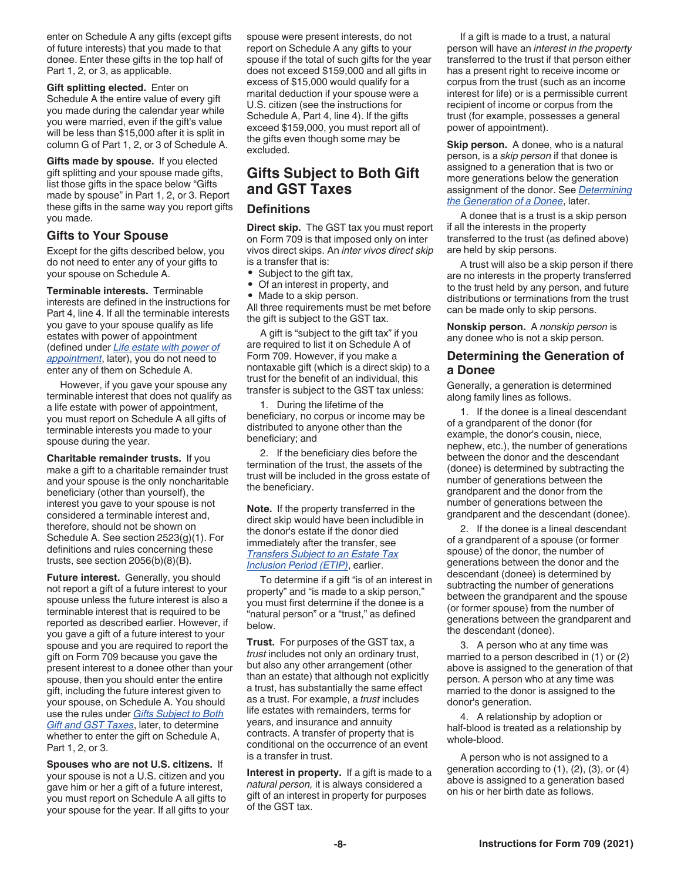enter on Schedule A any gifts (except gifts of future interests) that you made to that donee. Enter these gifts in the top half of Part 1, 2, or 3, as applicable.

**Gift splitting elected.** Enter on Schedule A the entire value of every gift you made during the calendar year while you were married, even if the gift's value will be less than $15,000 after it is split in column G of Part 1, 2, or 3 of Schedule A.

**Gifts made by spouse.** If you elected gift splitting and your spouse made gifts, list those gifts in the space below “Gifts made by spouse” in Part 1, 2, or 3. Report these gifts in the same way you report gifts you made.

### Gifts to Your Spouse

Except for the gifts described below, you do not need to enter any of your gifts to your spouse on Schedule A.

**Terminable interests.** Terminable interests are defined in the instructions for Part 4, line 4. If all the terminable interests you gave to your spouse qualify as life estates with power of appointment (defined under *Life estate with power of appointment*, later), you do not need to enter any of them on Schedule A.

However, if you gave your spouse any terminable interest that does not qualify as a life estate with power of appointment, you must report on Schedule A all gifts of terminable interests you made to your spouse during the year.

**Charitable remainder trusts.** If you make a gift to a charitable remainder trust and your spouse is the only noncharitable beneficiary (other than yourself), the interest you gave to your spouse is not considered a terminable interest and, therefore, should not be shown on Schedule A. See section 2523(g)(1). For definitions and rules concerning these trusts, see section 2056(b)(8)(B).

**Future interest.** Generally, you should not report a gift of a future interest to your spouse unless the future interest is also a terminable interest that is required to be reported as described earlier. However, if you gave a gift of a future interest to your spouse and you are required to report the gift on Form 709 because you gave the present interest to a donee other than your spouse, then you should enter the entire gift, including the future interest given to your spouse, on Schedule A. You should use the rules under *Gifts Subject to Both Gift and GST Taxes*, later, to determine whether to enter the gift on Schedule A, Part 1, 2, or 3.

**Spouses who are not U.S. citizens.** If your spouse is not a U.S. citizen and you gave him or her a gift of a future interest, you must report on Schedule A all gifts to your spouse for the year. If all gifts to your spouse were present interests, do not report on Schedule A any gifts to your spouse if the total of such gifts for the year does not exceed $159,000 and all gifts in excess of $15,000 would qualify for a marital deduction if your spouse were a U.S. citizen (see the instructions for Schedule A, Part 4, line 4). If the gifts exceed $159,000, you must report all of the gifts even though some may be excluded.

## Gifts Subject to Both Gift and GST Taxes

### Definitions

**Direct skip.** The GST tax you must report on Form 709 is that imposed only on inter vivos direct skips. An *inter vivos direct skip* is a transfer that is:

- Subject to the gift tax,
- Of an interest in property, and
- Made to a skip person.

All three requirements must be met before the gift is subject to the GST tax.

A gift is “subject to the gift tax” if you are required to list it on Schedule A of Form 709. However, if you make a nontaxable gift (which is a direct skip) to a trust for the benefit of an individual, this transfer is subject to the GST tax unless:

1. During the lifetime of the beneficiary, no corpus or income may be distributed to anyone other than the beneficiary; and

2. If the beneficiary dies before the termination of the trust, the assets of the trust will be included in the gross estate of the beneficiary.

**Note.** If the property transferred in the direct skip would have been includible in the donor's estate if the donor died immediately after the transfer, see *Transfers Subject to an Estate Tax Inclusion Period (ETIP)*, earlier.

To determine if a gift “is of an interest in property” and “is made to a skip person,” you must first determine if the donee is a “natural person” or a “trust,” as defined below.

**Trust.** For purposes of the GST tax, a *trust* includes not only an ordinary trust, but also any other arrangement (other than an estate) that although not explicitly a trust, has substantially the same effect as a trust. For example, a *trust* includes life estates with remainders, terms for years, and insurance and annuity contracts. A transfer of property that is conditional on the occurrence of an event is a transfer in trust.

**Interest in property.** If a gift is made to a *natural person,* it is always considered a gift of an interest in property for purposes of the GST tax.

If a gift is made to a trust, a natural person will have an *interest in the property* transferred to the trust if that person either has a present right to receive income or corpus from the trust (such as an income interest for life) or is a permissible current recipient of income or corpus from the trust (for example, possesses a general power of appointment).

**Skip person.** A donee, who is a natural person, is a *skip person* if that donee is assigned to a generation that is two or more generations below the generation assignment of the donor. See *Determining the Generation of a Donee*, later.

A donee that is a trust is a skip person if all the interests in the property transferred to the trust (as defined above) are held by skip persons.

A trust will also be a skip person if there are no interests in the property transferred to the trust held by any person, and future distributions or terminations from the trust can be made only to skip persons.

**Nonskip person.** A *nonskip person* is any donee who is not a skip person.

### Determining the Generation of a Donee

Generally, a generation is determined along family lines as follows.

1. If the donee is a lineal descendant of a grandparent of the donor (for example, the donor's cousin, niece, nephew, etc.), the number of generations between the donor and the descendant (donee) is determined by subtracting the number of generations between the grandparent and the donor from the number of generations between the grandparent and the descendant (donee).

2. If the donee is a lineal descendant of a grandparent of a spouse (or former spouse) of the donor, the number of generations between the donor and the descendant (donee) is determined by subtracting the number of generations between the grandparent and the spouse (or former spouse) from the number of generations between the grandparent and the descendant (donee).

3. A person who at any time was married to a person described in (1) or (2) above is assigned to the generation of that person. A person who at any time was married to the donor is assigned to the donor's generation.

4. A relationship by adoption or half-blood is treated as a relationship by whole-blood.

A person who is not assigned to a generation according to (1), (2), (3), or (4) above is assigned to a generation based on his or her birth date as follows.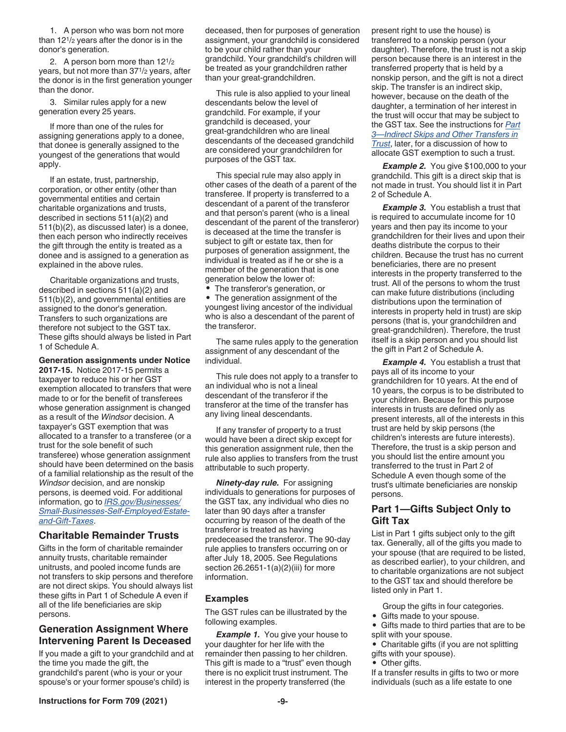1. A person who was born not more than 12½ years after the donor is in the donor's generation.

2. A person born more than 12½ years, but not more than 37½ years, after the donor is in the first generation younger than the donor.

3. Similar rules apply for a new generation every 25 years.

If more than one of the rules for assigning generations apply to a donee, that donee is generally assigned to the youngest of the generations that would apply.

If an estate, trust, partnership, corporation, or other entity (other than governmental entities and certain charitable organizations and trusts, described in sections 511(a)(2) and 511(b)(2), as discussed later) is a donee, then each person who indirectly receives the gift through the entity is treated as a donee and is assigned to a generation as explained in the above rules.

Charitable organizations and trusts, described in sections 511(a)(2) and 511(b)(2), and governmental entities are assigned to the donor's generation. Transfers to such organizations are therefore not subject to the GST tax. These gifts should always be listed in Part 1 of Schedule A.

**Generation assignments under Notice 2017-15.** Notice 2017-15 permits a taxpayer to reduce his or her GST exemption allocated to transfers that were made to or for the benefit of transferees whose generation assignment is changed as a result of the *Windsor* decision. A taxpayer's GST exemption that was allocated to a transfer to a transferee (or a trust for the sole benefit of such transferee) whose generation assignment should have been determined on the basis of a familial relationship as the result of the *Windsor* decision, and are nonskip persons, is deemed void. For additional information, go to IRS.gov/Businesses/Small-Businesses-Self-Employed/Estate-and-Gift-Taxes.

## Charitable Remainder Trusts

Gifts in the form of charitable remainder annuity trusts, charitable remainder unitrusts, and pooled income funds are not transfers to skip persons and therefore are not direct skips. You should always list these gifts in Part 1 of Schedule A even if all of the life beneficiaries are skip persons.

## Generation Assignment Where Intervening Parent Is Deceased

If you made a gift to your grandchild and at the time you made the gift, the grandchild's parent (who is your or your spouse's or your former spouse's child) is deceased, then for purposes of generation assignment, your grandchild is considered to be your child rather than your grandchild. Your grandchild's children will be treated as your grandchildren rather than your great-grandchildren.

This rule is also applied to your lineal descendants below the level of grandchild. For example, if your grandchild is deceased, your great-grandchildren who are lineal descendants of the deceased grandchild are considered your grandchildren for purposes of the GST tax.

This special rule may also apply in other cases of the death of a parent of the transferee. If property is transferred to a descendant of a parent of the transferor and that person's parent (who is a lineal descendant of the parent of the transferor) is deceased at the time the transfer is subject to gift or estate tax, then for purposes of generation assignment, the individual is treated as if he or she is a member of the generation that is one generation below the lower of:

- The transferor's generation, or
- The generation assignment of the youngest living ancestor of the individual who is also a descendant of the parent of the transferor.

The same rules apply to the generation assignment of any descendant of the individual.

This rule does not apply to a transfer to an individual who is not a lineal descendant of the transferor if the transferor at the time of the transfer has any living lineal descendants.

If any transfer of property to a trust would have been a direct skip except for this generation assignment rule, then the rule also applies to transfers from the trust attributable to such property.

***Ninety-day rule.*** For assigning individuals to generations for purposes of the GST tax, any individual who dies no later than 90 days after a transfer occurring by reason of the death of the transferor is treated as having predeceased the transferor. The 90-day rule applies to transfers occurring on or after July 18, 2005. See Regulations section 26.2651-1(a)(2)(iii) for more information.

### Examples

The GST rules can be illustrated by the following examples.

***Example 1.*** You give your house to your daughter for her life with the remainder then passing to her children. This gift is made to a "trust" even though there is no explicit trust instrument. The interest in the property transferred (the present right to use the house) is transferred to a nonskip person (your daughter). Therefore, the trust is not a skip person because there is an interest in the transferred property that is held by a nonskip person, and the gift is not a direct skip. The transfer is an indirect skip, however, because on the death of the daughter, a termination of her interest in the trust will occur that may be subject to the GST tax. See the instructions for *Part 3—Indirect Skips and Other Transfers in Trust*, later, for a discussion of how to allocate GST exemption to such a trust.

***Example 2.*** You give $100,000 to your grandchild. This gift is a direct skip that is not made in trust. You should list it in Part 2 of Schedule A.

***Example 3.*** You establish a trust that is required to accumulate income for 10 years and then pay its income to your grandchildren for their lives and upon their deaths distribute the corpus to their children. Because the trust has no current beneficiaries, there are no present interests in the property transferred to the trust. All of the persons to whom the trust can make future distributions (including distributions upon the termination of interests in property held in trust) are skip persons (that is, your grandchildren and great-grandchildren). Therefore, the trust itself is a skip person and you should list the gift in Part 2 of Schedule A.

***Example 4.*** You establish a trust that pays all of its income to your grandchildren for 10 years. At the end of 10 years, the corpus is to be distributed to your children. Because for this purpose interests in trusts are defined only as present interests, all of the interests in this trust are held by skip persons (the children's interests are future interests). Therefore, the trust is a skip person and you should list the entire amount you transferred to the trust in Part 2 of Schedule A even though some of the trust's ultimate beneficiaries are nonskip persons.

## Part 1—Gifts Subject Only to Gift Tax

List in Part 1 gifts subject only to the gift tax. Generally, all of the gifts you made to your spouse (that are required to be listed, as described earlier), to your children, and to charitable organizations are not subject to the GST tax and should therefore be listed only in Part 1.

Group the gifts in four categories.

- Gifts made to your spouse.
- Gifts made to third parties that are to be split with your spouse.
- Charitable gifts (if you are not splitting gifts with your spouse).
- Other gifts.

If a transfer results in gifts to two or more individuals (such as a life estate to one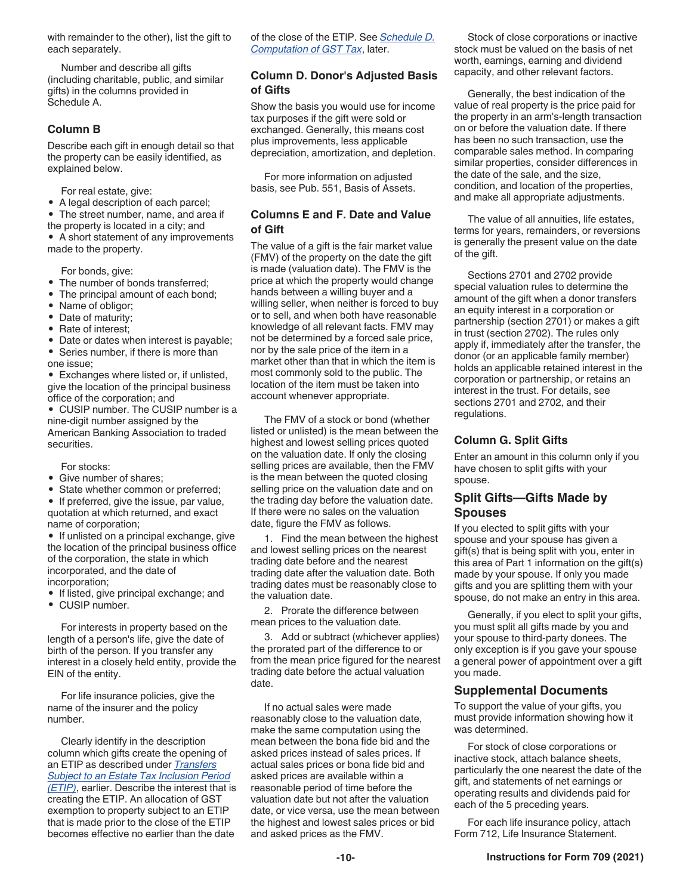with remainder to the other), list the gift to each separately.

Number and describe all gifts (including charitable, public, and similar gifts) in the columns provided in Schedule A.

### Column B

Describe each gift in enough detail so that the property can be easily identified, as explained below.

For real estate, give:

- A legal description of each parcel;
- The street number, name, and area if the property is located in a city; and
- A short statement of any improvements made to the property.

For bonds, give:

- The number of bonds transferred;
- The principal amount of each bond;
- Name of obligor;
- Date of maturity;
- Rate of interest;
- Date or dates when interest is payable;
- Series number, if there is more than one issue;
- Exchanges where listed or, if unlisted, give the location of the principal business office of the corporation; and
- CUSIP number. The CUSIP number is a nine-digit number assigned by the American Banking Association to traded securities.

For stocks:

- Give number of shares;
- State whether common or preferred;
- If preferred, give the issue, par value, quotation at which returned, and exact name of corporation;
- If unlisted on a principal exchange, give the location of the principal business office of the corporation, the state in which incorporated, and the date of incorporation;
- If listed, give principal exchange; and
- CUSIP number.

For interests in property based on the length of a person's life, give the date of birth of the person. If you transfer any interest in a closely held entity, provide the EIN of the entity.

For life insurance policies, give the name of the insurer and the policy number.

Clearly identify in the description column which gifts create the opening of an ETIP as described under *Transfers Subject to an Estate Tax Inclusion Period (ETIP)*, earlier. Describe the interest that is creating the ETIP. An allocation of GST exemption to property subject to an ETIP that is made prior to the close of the ETIP becomes effective no earlier than the date of the close of the ETIP. See *Schedule D. Computation of GST Tax*, later.

### Column D. Donor's Adjusted Basis of Gifts

Show the basis you would use for income tax purposes if the gift were sold or exchanged. Generally, this means cost plus improvements, less applicable depreciation, amortization, and depletion.

For more information on adjusted basis, see Pub. 551, Basis of Assets.

### Columns E and F. Date and Value of Gift

The value of a gift is the fair market value (FMV) of the property on the date the gift is made (valuation date). The FMV is the price at which the property would change hands between a willing buyer and a willing seller, when neither is forced to buy or to sell, and when both have reasonable knowledge of all relevant facts. FMV may not be determined by a forced sale price, nor by the sale price of the item in a market other than that in which the item is most commonly sold to the public. The location of the item must be taken into account whenever appropriate.

The FMV of a stock or bond (whether listed or unlisted) is the mean between the highest and lowest selling prices quoted on the valuation date. If only the closing selling prices are available, then the FMV is the mean between the quoted closing selling price on the valuation date and on the trading day before the valuation date. If there were no sales on the valuation date, figure the FMV as follows.

1. Find the mean between the highest and lowest selling prices on the nearest trading date before and the nearest trading date after the valuation date. Both trading dates must be reasonably close to the valuation date.

2. Prorate the difference between mean prices to the valuation date.

3. Add or subtract (whichever applies) the prorated part of the difference to or from the mean price figured for the nearest trading date before the actual valuation date.

If no actual sales were made reasonably close to the valuation date, make the same computation using the mean between the bona fide bid and asked prices instead of sales prices. If actual sales prices or bona fide bid and asked prices are available within a reasonable period of time before the valuation date but not after the valuation date, or vice versa, use the mean between the highest and lowest sales prices or bid and asked prices as the FMV.

Stock of close corporations or inactive stock must be valued on the basis of net worth, earnings, earning and dividend capacity, and other relevant factors.

Generally, the best indication of the value of real property is the price paid for the property in an arm's-length transaction on or before the valuation date. If there has been no such transaction, use the comparable sales method. In comparing similar properties, consider differences in the date of the sale, and the size, condition, and location of the properties, and make all appropriate adjustments.

The value of all annuities, life estates, terms for years, remainders, or reversions is generally the present value on the date of the gift.

Sections 2701 and 2702 provide special valuation rules to determine the amount of the gift when a donor transfers an equity interest in a corporation or partnership (section 2701) or makes a gift in trust (section 2702). The rules only apply if, immediately after the transfer, the donor (or an applicable family member) holds an applicable retained interest in the corporation or partnership, or retains an interest in the trust. For details, see sections 2701 and 2702, and their regulations.

### Column G. Split Gifts

Enter an amount in this column only if you have chosen to split gifts with your spouse.

## Split Gifts—Gifts Made by Spouses

If you elected to split gifts with your spouse and your spouse has given a gift(s) that is being split with you, enter in this area of Part 1 information on the gift(s) made by your spouse. If only you made gifts and you are splitting them with your spouse, do not make an entry in this area.

Generally, if you elect to split your gifts, you must split all gifts made by you and your spouse to third-party donees. The only exception is if you gave your spouse a general power of appointment over a gift you made.

## Supplemental Documents

To support the value of your gifts, you must provide information showing how it was determined.

For stock of close corporations or inactive stock, attach balance sheets, particularly the one nearest the date of the gift, and statements of net earnings or operating results and dividends paid for each of the 5 preceding years.

For each life insurance policy, attach Form 712, Life Insurance Statement.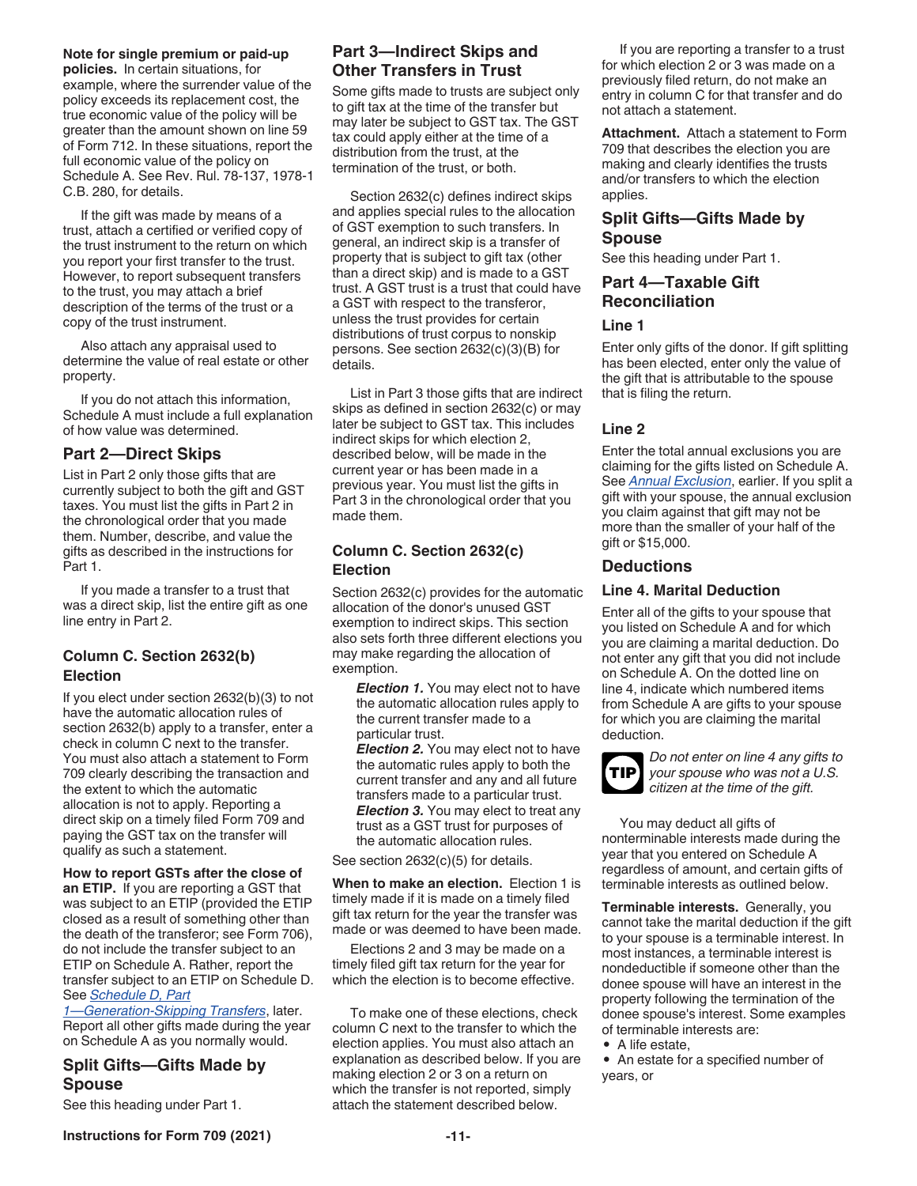**Note for single premium or paid-up policies.** In certain situations, for example, where the surrender value of the policy exceeds its replacement cost, the true economic value of the policy will be greater than the amount shown on line 59 of Form 712. In these situations, report the full economic value of the policy on Schedule A. See Rev. Rul. 78-137, 1978-1 C.B. 280, for details.

If the gift was made by means of a trust, attach a certified or verified copy of the trust instrument to the return on which you report your first transfer to the trust. However, to report subsequent transfers to the trust, you may attach a brief description of the terms of the trust or a copy of the trust instrument.

Also attach any appraisal used to determine the value of real estate or other property.

If you do not attach this information, Schedule A must include a full explanation of how value was determined.

## Part 2—Direct Skips

List in Part 2 only those gifts that are currently subject to both the gift and GST taxes. You must list the gifts in Part 2 in the chronological order that you made them. Number, describe, and value the gifts as described in the instructions for Part 1.

If you made a transfer to a trust that was a direct skip, list the entire gift as one line entry in Part 2.

### Column C. Section 2632(b) Election

If you elect under section 2632(b)(3) to not have the automatic allocation rules of section 2632(b) apply to a transfer, enter a check in column C next to the transfer. You must also attach a statement to Form 709 clearly describing the transaction and the extent to which the automatic allocation is not to apply. Reporting a direct skip on a timely filed Form 709 and paying the GST tax on the transfer will qualify as such a statement.

**How to report GSTs after the close of an ETIP.** If you are reporting a GST that was subject to an ETIP (provided the ETIP closed as a result of something other than the death of the transferor; see Form 706), do not include the transfer subject to an ETIP on Schedule A. Rather, report the transfer subject to an ETIP on Schedule D. See *Schedule D, Part 1—Generation-Skipping Transfers*, later. Report all other gifts made during the year on Schedule A as you normally would.

## Split Gifts—Gifts Made by Spouse

See this heading under Part 1.

## Part 3—Indirect Skips and Other Transfers in Trust

Some gifts made to trusts are subject only to gift tax at the time of the transfer but may later be subject to GST tax. The GST tax could apply either at the time of a distribution from the trust, at the termination of the trust, or both.

Section 2632(c) defines indirect skips and applies special rules to the allocation of GST exemption to such transfers. In general, an indirect skip is a transfer of property that is subject to gift tax (other than a direct skip) and is made to a GST trust. A GST trust is a trust that could have a GST with respect to the transferor, unless the trust provides for certain distributions of trust corpus to nonskip persons. See section 2632(c)(3)(B) for details.

List in Part 3 those gifts that are indirect skips as defined in section 2632(c) or may later be subject to GST tax. This includes indirect skips for which election 2, described below, will be made in the current year or has been made in a previous year. You must list the gifts in Part 3 in the chronological order that you made them.

### Column C. Section 2632(c) Election

Section 2632(c) provides for the automatic allocation of the donor's unused GST exemption to indirect skips. This section also sets forth three different elections you may make regarding the allocation of exemption.

***Election 1.*** You may elect not to have the automatic allocation rules apply to the current transfer made to a particular trust.

***Election 2.*** You may elect not to have the automatic rules apply to both the current transfer and any and all future transfers made to a particular trust.

***Election 3.*** You may elect to treat any trust as a GST trust for purposes of the automatic allocation rules.

See section 2632(c)(5) for details.

**When to make an election.** Election 1 is timely made if it is made on a timely filed gift tax return for the year the transfer was made or was deemed to have been made.

Elections 2 and 3 may be made on a timely filed gift tax return for the year for which the election is to become effective.

To make one of these elections, check column C next to the transfer to which the election applies. You must also attach an explanation as described below. If you are making election 2 or 3 on a return on which the transfer is not reported, simply attach the statement described below.

If you are reporting a transfer to a trust for which election 2 or 3 was made on a previously filed return, do not make an entry in column C for that transfer and do not attach a statement.

**Attachment.** Attach a statement to Form 709 that describes the election you are making and clearly identifies the trusts and/or transfers to which the election applies.

## Split Gifts—Gifts Made by Spouse

See this heading under Part 1.

## Part 4—Taxable Gift Reconciliation

### Line 1

Enter only gifts of the donor. If gift splitting has been elected, enter only the value of the gift that is attributable to the spouse that is filing the return.

### Line 2

Enter the total annual exclusions you are claiming for the gifts listed on Schedule A. See *Annual Exclusion*, earlier. If you split a gift with your spouse, the annual exclusion you claim against that gift may not be more than the smaller of your half of the gift or $15,000.

## Deductions

### Line 4. Marital Deduction

Enter all of the gifts to your spouse that you listed on Schedule A and for which you are claiming a marital deduction. Do not enter any gift that you did not include on Schedule A. On the dotted line on line 4, indicate which numbered items from Schedule A are gifts to your spouse for which you are claiming the marital deduction.

**TIP** *Do not enter on line 4 any gifts to your spouse who was not a U.S. citizen at the time of the gift.*

You may deduct all gifts of nonterminable interests made during the year that you entered on Schedule A regardless of amount, and certain gifts of terminable interests as outlined below.

**Terminable interests.** Generally, you cannot take the marital deduction if the gift to your spouse is a terminable interest. In most instances, a terminable interest is nondeductible if someone other than the donee spouse will have an interest in the property following the termination of the donee spouse's interest. Some examples of terminable interests are:

- A life estate,
- An estate for a specified number of years, or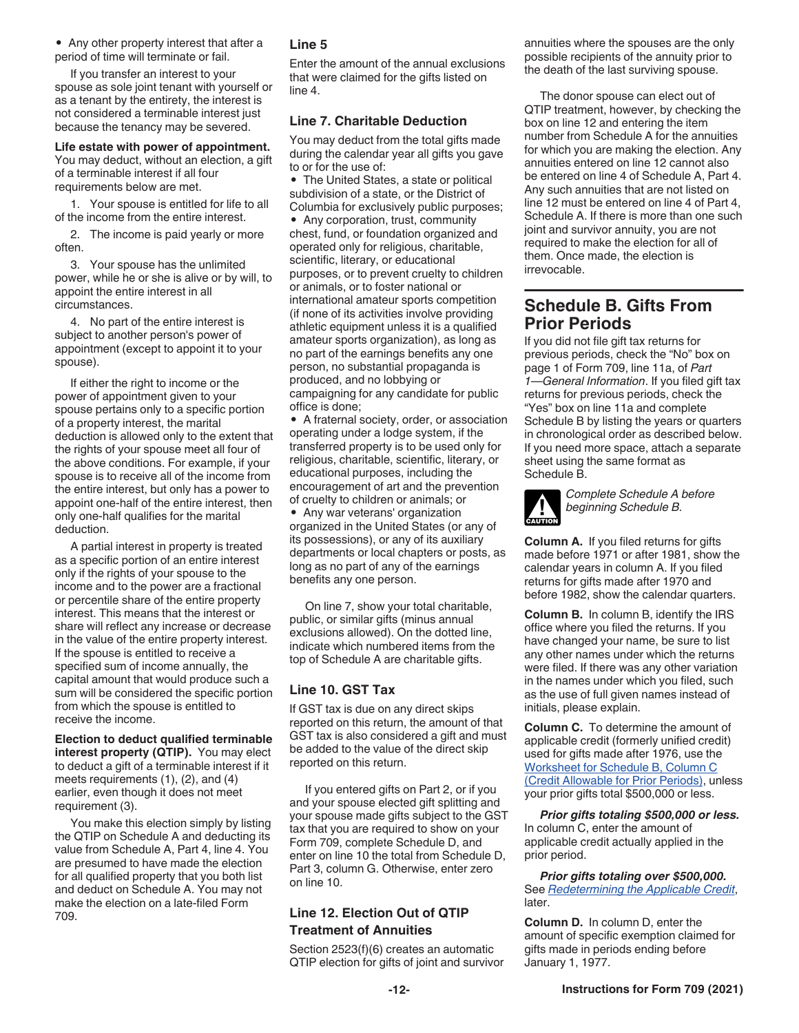- Any other property interest that after a period of time will terminate or fail.

If you transfer an interest to your spouse as sole joint tenant with yourself or as a tenant by the entirety, the interest is not considered a terminable interest just because the tenancy may be severed.

**Life estate with power of appointment.** You may deduct, without an election, a gift of a terminable interest if all four requirements below are met.

1. Your spouse is entitled for life to all of the income from the entire interest.

2. The income is paid yearly or more often.

3. Your spouse has the unlimited power, while he or she is alive or by will, to appoint the entire interest in all circumstances.

4. No part of the entire interest is subject to another person's power of appointment (except to appoint it to your spouse).

If either the right to income or the power of appointment given to your spouse pertains only to a specific portion of a property interest, the marital deduction is allowed only to the extent that the rights of your spouse meet all four of the above conditions. For example, if your spouse is to receive all of the income from the entire interest, but only has a power to appoint one-half of the entire interest, then only one-half qualifies for the marital deduction.

A partial interest in property is treated as a specific portion of an entire interest only if the rights of your spouse to the income and to the power are a fractional or percentile share of the entire property interest. This means that the interest or share will reflect any increase or decrease in the value of the entire property interest. If the spouse is entitled to receive a specified sum of income annually, the capital amount that would produce such a sum will be considered the specific portion from which the spouse is entitled to receive the income.

**Election to deduct qualified terminable interest property (QTIP).** You may elect to deduct a gift of a terminable interest if it meets requirements (1), (2), and (4) earlier, even though it does not meet requirement (3).

You make this election simply by listing the QTIP on Schedule A and deducting its value from Schedule A, Part 4, line 4. You are presumed to have made the election for all qualified property that you both list and deduct on Schedule A. You may not make the election on a late-filed Form 709.

### Line 5

Enter the amount of the annual exclusions that were claimed for the gifts listed on line 4.

### Line 7. Charitable Deduction

You may deduct from the total gifts made during the calendar year all gifts you gave to or for the use of:

- The United States, a state or political subdivision of a state, or the District of Columbia for exclusively public purposes;
- Any corporation, trust, community chest, fund, or foundation organized and operated only for religious, charitable, scientific, literary, or educational purposes, or to prevent cruelty to children or animals, or to foster national or international amateur sports competition (if none of its activities involve providing athletic equipment unless it is a qualified amateur sports organization), as long as no part of the earnings benefits any one person, no substantial propaganda is produced, and no lobbying or campaigning for any candidate for public office is done;
- A fraternal society, order, or association operating under a lodge system, if the transferred property is to be used only for religious, charitable, scientific, literary, or educational purposes, including the encouragement of art and the prevention of cruelty to children or animals; or
- Any war veterans' organization organized in the United States (or any of its possessions), or any of its auxiliary departments or local chapters or posts, as long as no part of any of the earnings benefits any one person.

On line 7, show your total charitable, public, or similar gifts (minus annual exclusions allowed). On the dotted line, indicate which numbered items from the top of Schedule A are charitable gifts.

### Line 10. GST Tax

If GST tax is due on any direct skips reported on this return, the amount of that GST tax is also considered a gift and must be added to the value of the direct skip reported on this return.

If you entered gifts on Part 2, or if you and your spouse elected gift splitting and your spouse made gifts subject to the GST tax that you are required to show on your Form 709, complete Schedule D, and enter on line 10 the total from Schedule D, Part 3, column G. Otherwise, enter zero on line 10.

### Line 12. Election Out of QTIP Treatment of Annuities

Section 2523(f)(6) creates an automatic QTIP election for gifts of joint and survivor annuities where the spouses are the only possible recipients of the annuity prior to the death of the last surviving spouse.

The donor spouse can elect out of QTIP treatment, however, by checking the box on line 12 and entering the item number from Schedule A for the annuities for which you are making the election. Any annuities entered on line 12 cannot also be entered on line 4 of Schedule A, Part 4. Any such annuities that are not listed on line 12 must be entered on line 4 of Part 4, Schedule A. If there is more than one such joint and survivor annuity, you are not required to make the election for all of them. Once made, the election is irrevocable.

## Schedule B. Gifts From Prior Periods

If you did not file gift tax returns for previous periods, check the "No" box on page 1 of Form 709, line 11a, of *Part 1—General Information*. If you filed gift tax returns for previous periods, check the "Yes" box on line 11a and complete Schedule B by listing the years or quarters in chronological order as described below. If you need more space, attach a separate sheet using the same format as Schedule B.

**CAUTION** *Complete Schedule A before beginning Schedule B.*

**Column A.** If you filed returns for gifts made before 1971 or after 1981, show the calendar years in column A. If you filed returns for gifts made after 1970 and before 1982, show the calendar quarters.

**Column B.** In column B, identify the IRS office where you filed the returns. If you have changed your name, be sure to list any other names under which the returns were filed. If there was any other variation in the names under which you filed, such as the use of full given names instead of initials, please explain.

**Column C.** To determine the amount of applicable credit (formerly unified credit) used for gifts made after 1976, use the Worksheet for Schedule B, Column C (Credit Allowable for Prior Periods), unless your prior gifts total $500,000 or less.

***Prior gifts totaling $500,000 or less.*** In column C, enter the amount of applicable credit actually applied in the prior period.

***Prior gifts totaling over $500,000.*** See *Redetermining the Applicable Credit*, later.

**Column D.** In column D, enter the amount of specific exemption claimed for gifts made in periods ending before January 1, 1977.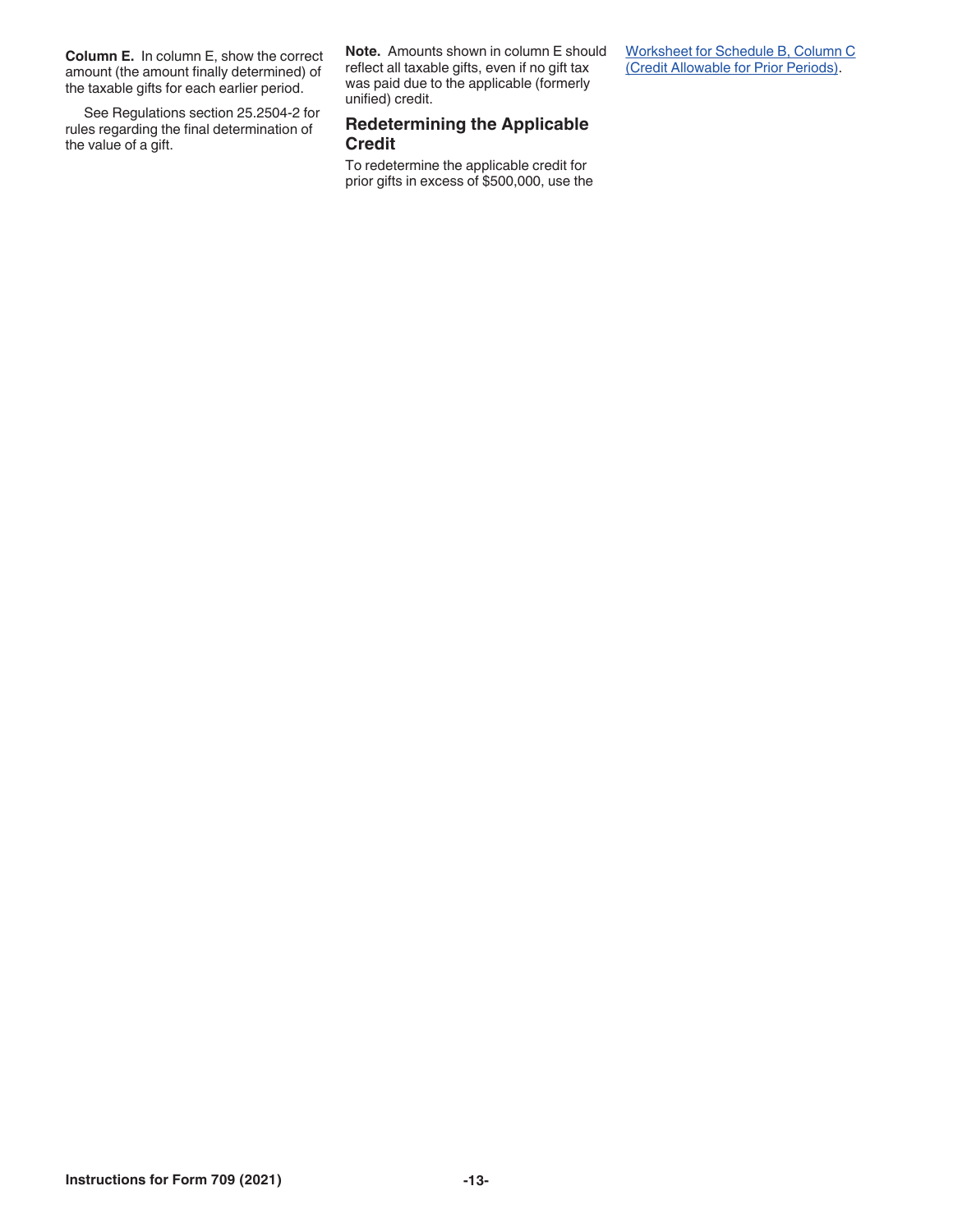**Column E.** In column E, show the correct amount (the amount finally determined) of the taxable gifts for each earlier period.

See Regulations section 25.2504-2 for rules regarding the final determination of the value of a gift.

**Note.** Amounts shown in column E should reflect all taxable gifts, even if no gift tax was paid due to the applicable (formerly unified) credit.

### Redetermining the Applicable Credit

To redetermine the applicable credit for prior gifts in excess of $500,000, use the Worksheet for Schedule B, Column C (Credit Allowable for Prior Periods).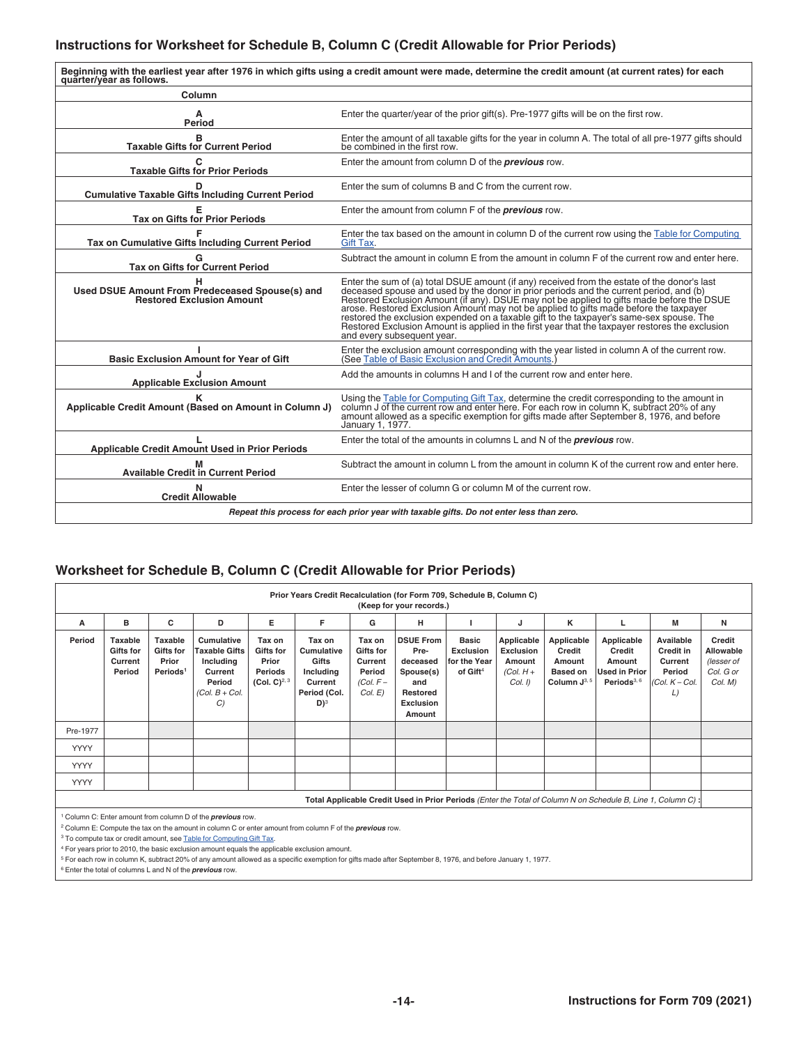## Instructions for Worksheet for Schedule B, Column C (Credit Allowable for Prior Periods)

| Beginning with the earliest year after 1976 in which gifts using a credit amount were made, determine the credit amount (at current rates) for each quarter/year as follows. | |
|---|---|
| **Column** | |
| **A** **Period** | Enter the quarter/year of the prior gift(s). Pre-1977 gifts will be on the first row. |
| **B** **Taxable Gifts for Current Period** | Enter the amount of all taxable gifts for the year in column A. The total of all pre-1977 gifts should be combined in the first row. |
| **C** **Taxable Gifts for Prior Periods** | Enter the amount from column D of the ***previous*** row. |
| **D** **Cumulative Taxable Gifts Including Current Period** | Enter the sum of columns B and C from the current row. |
| **E** **Tax on Gifts for Prior Periods** | Enter the amount from column F of the ***previous*** row. |
| **F** **Tax on Cumulative Gifts Including Current Period** | Enter the tax based on the amount in column D of the current row using the Table for Computing Gift Tax. |
| **G** **Tax on Gifts for Current Period** | Subtract the amount in column E from the amount in column F of the current row and enter here. |
| **H** **Used DSUE Amount From Predeceased Spouse(s) and Restored Exclusion Amount** | Enter the sum of (a) total DSUE amount (if any) received from the estate of the donor's last deceased spouse and used by the donor in prior periods and the current period, and (b) Restored Exclusion Amount (if any). DSUE may not be applied to gifts made before the DSUE arose. Restored Exclusion Amount may not be applied to gifts made before the taxpayer restored the exclusion expended on a taxable gift to the taxpayer's same-sex spouse. The Restored Exclusion Amount is applied in the first year that the taxpayer restores the exclusion and every subsequent year. |
| **I** **Basic Exclusion Amount for Year of Gift** | Enter the exclusion amount corresponding with the year listed in column A of the current row. (See Table of Basic Exclusion and Credit Amounts.) |
| **J** **Applicable Exclusion Amount** | Add the amounts in columns H and I of the current row and enter here. |
| **K** **Applicable Credit Amount (Based on Amount in Column J)** | Using the Table for Computing Gift Tax, determine the credit corresponding to the amount in column J of the current row and enter here. For each row in column K, subtract 20% of any amount allowed as a specific exemption for gifts made after September 8, 1976, and before January 1, 1977. |
| **L** **Applicable Credit Amount Used in Prior Periods** | Enter the total of the amounts in columns L and N of the ***previous*** row. |
| **M** **Available Credit in Current Period** | Subtract the amount in column L from the amount in column K of the current row and enter here. |
| **N** **Credit Allowable** | Enter the lesser of column G or column M of the current row. |
| ***Repeat this process for each prior year with taxable gifts. Do not enter less than zero.*** | |

## Worksheet for Schedule B, Column C (Credit Allowable for Prior Periods)

**Prior Years Credit Recalculation (for Form 709, Schedule B, Column C)**
**(Keep for your records.)**

| A | B | C | D | E | F | G | H | I | J | K | L | M | N |
|---|---|---|---|---|---|---|---|---|---|---|---|---|---|
| Period | Taxable Gifts for Current Period | Taxable Gifts for Prior Periods[1] | Cumulative Taxable Gifts Including Current Period *(Col. B + Col. C)* | Tax on Gifts for Prior Periods (Col. C)[2, 3] | Tax on Cumulative Gifts Including Current Period (Col. D)[3] | Tax on Gifts for Current Period *(Col. F – Col. E)* | DSUE From Pre-deceased Spouse(s) and Restored Exclusion Amount | Basic Exclusion for the Year of Gift[4] | Applicable Exclusion Amount *(Col. H + Col. I)* | Applicable Credit Amount Based on Column J[3, 5] | Applicable Credit Amount Used in Prior Periods[3, 6] | Available Credit in Current Period *(Col. K – Col. L)* | Credit Allowable *(lesser of Col. G or Col. M)* |
| Pre-1977 | | | | | | | | | | | | | |
| YYYY | | | | | | | | | | | | | |
| YYYY | | | | | | | | | | | | | |
| YYYY | | | | | | | | | | | | | |
| **Total Applicable Credit Used in Prior Periods** *(Enter the Total of Column N on Schedule B, Line 1, Column C)* **:** | | | | | | | | | | | | | |

[1] Column C: Enter amount from column D of the ***previous*** row.
[2] Column E: Compute the tax on the amount in column C or enter amount from column F of the ***previous*** row.
[3] To compute tax or credit amount, see Table for Computing Gift Tax.
[4] For years prior to 2010, the basic exclusion amount equals the applicable exclusion amount.
[5] For each row in column K, subtract 20% of any amount allowed as a specific exemption for gifts made after September 8, 1976, and before January 1, 1977.
[6] Enter the total of columns L and N of the ***previous*** row.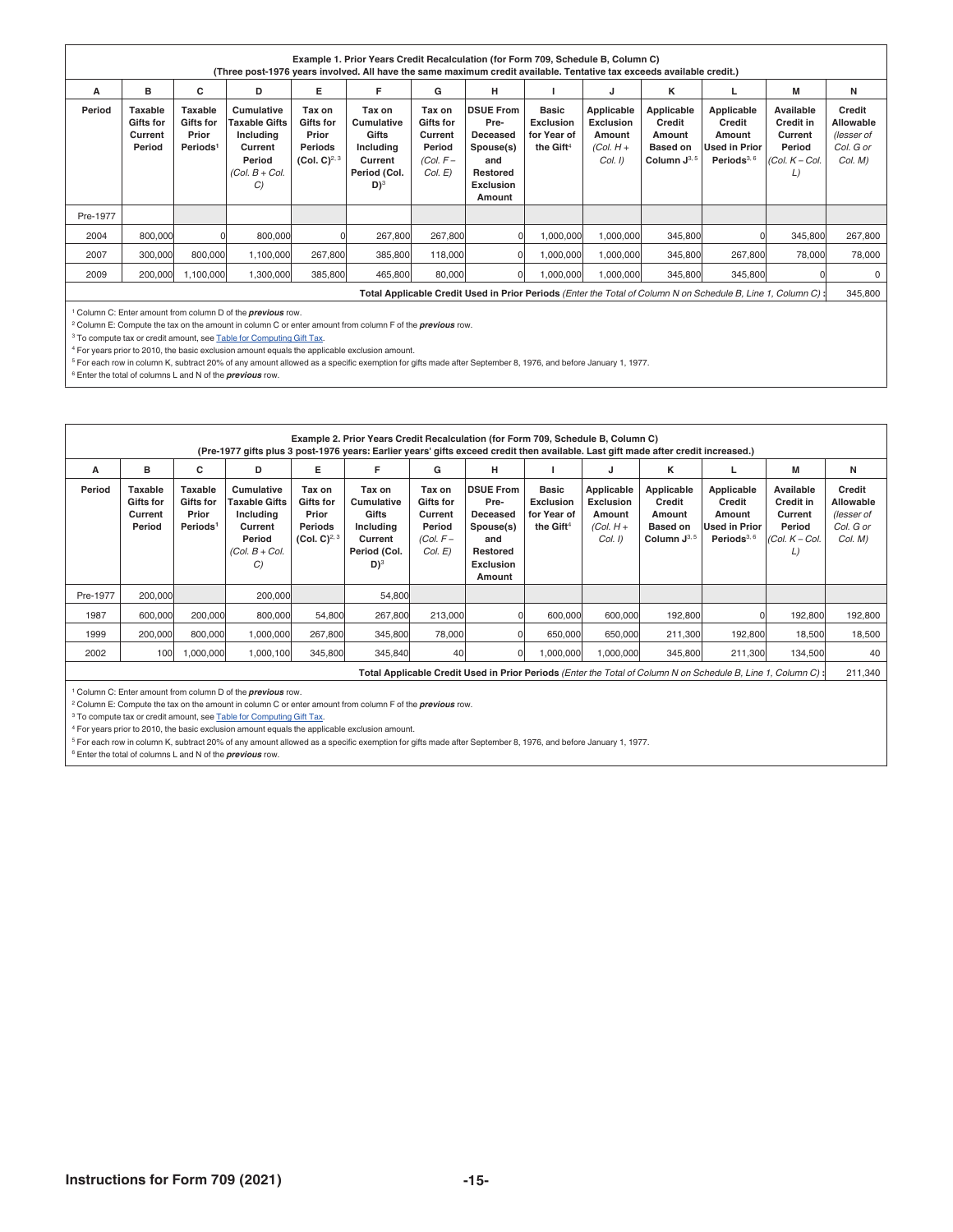**Example 1. Prior Years Credit Recalculation (for Form 709, Schedule B, Column C)**
**(Three post-1976 years involved. All have the same maximum credit available. Tentative tax exceeds available credit.)**

| A | B | C | D | E | F | G | H | I | J | K | L | M | N |
|---|---|---|---|---|---|---|---|---|---|---|---|---|---|
| Period | Taxable Gifts for Current Period | Taxable Gifts for Prior Periods[1] | Cumulative Taxable Gifts Including Current Period *(Col. B + Col. C)* | Tax on Gifts for Prior Periods (Col. C)[2, 3] | Tax on Cumulative Gifts Including Current Period (Col. D)[3] | Tax on Gifts for Current Period *(Col. F – Col. E)* | DSUE From Deceased Spouse(s) and Restored Exclusion Amount | Basic Exclusion for Year of the Gift[4] | Applicable Exclusion Amount *(Col. I)* | Applicable Credit Amount Based on Column J[3, 5] | Applicable Credit Amount Used in Prior Periods[3, 6] | Available Credit in Current Period *(Col. K – Col. L)* | Credit Allowable *(lesser of Col. G or Col. M)* |
| Pre-1977 | | | | | | | | | | | | | |
| 2004 | 800,000 | 0 | 800,000 | 0 | 267,800 | 267,800 | 0 | 1,000,000 | 1,000,000 | 345,800 | 0 | 345,800 | 267,800 |
| 2007 | 300,000 | 800,000 | 1,100,000 | 267,800 | 385,800 | 118,000 | 0 | 1,000,000 | 1,000,000 | 345,800 | 267,800 | 78,000 | 78,000 |
| 2009 | 200,000 | 1,100,000 | 1,300,000 | 385,800 | 465,800 | 80,000 | 0 | 1,000,000 | 1,000,000 | 345,800 | 345,800 | 0 | 0 |
| **Total Applicable Credit Used in Prior Periods** *(Enter the Total of Column N on Schedule B, Line 1, Column C)* **:** | | | | | | | | | | | | | 345,800 |

[1] Column C: Enter amount from column D of the ***previous*** row.
[2] Column E: Compute the tax on the amount in column C or enter amount from column F of the ***previous*** row.
[3] To compute tax or credit amount, see Table for Computing Gift Tax.
[4] For years prior to 2010, the basic exclusion amount equals the applicable exclusion amount.
[5] For each row in column K, subtract 20% of any amount allowed as a specific exemption for gifts made after September 8, 1976, and before January 1, 1977.
[6] Enter the total of columns L and N of the ***previous*** row.

**Example 2. Prior Years Credit Recalculation (for Form 709, Schedule B, Column C)**
**(Pre-1977 gifts plus 3 post-1976 years: Earlier years' gifts exceed credit then available. Last gift made after credit increased.)**

| A | B | C | D | E | F | G | H | I | J | K | L | M | N |
|---|---|---|---|---|---|---|---|---|---|---|---|---|---|
| Period | Taxable Gifts for Current Period | Taxable Gifts for Prior Periods[1] | Cumulative Taxable Gifts Including Current Period *(Col. B + Col. C)* | Tax on Gifts for Prior Periods (Col. C)[2, 3] | Tax on Cumulative Gifts Including Current Period (Col. D)[3] | Tax on Gifts for Current Period *(Col. F – Col. E)* | DSUE From Pre-Deceased Spouse(s) and Restored Exclusion Amount | Basic Exclusion for Year of the Gift[4] | Applicable Exclusion Amount *(Col. H + Col. I)* | Applicable Credit Amount Based on Column J[3, 5] | Applicable Credit Amount Used in Prior Periods[3, 6] | Available Credit in Current Period *(Col. K – Col. L)* | Credit Allowable *(lesser of Col. G or Col. M)* |
| Pre-1977 | 200,000 | | 200,000 | | 54,800 | | | | | | | | |
| 1987 | 600,000 | 200,000 | 800,000 | 54,800 | 267,800 | 213,000 | 0 | 600,000 | 600,000 | 192,800 | 0 | 192,800 | 192,800 |
| 1999 | 200,000 | 800,000 | 1,000,000 | 267,800 | 345,800 | 78,000 | 0 | 650,000 | 650,000 | 211,300 | 192,800 | 18,500 | 18,500 |
| 2002 | 100 | 1,000,000 | 1,000,100 | 345,800 | 345,840 | 40 | 0 | 1,000,000 | 1,000,000 | 345,800 | 211,300 | 134,500 | 40 |
| **Total Applicable Credit Used in Prior Periods** *(Enter the Total of Column N on Schedule B, Line 1, Column C)* **:** | | | | | | | | | | | | | 211,340 |

[1] Column C: Enter amount from column D of the ***previous*** row.
[2] Column E: Compute the tax on the amount in column C or enter amount from column F of the ***previous*** row.
[3] To compute tax or credit amount, see Table for Computing Gift Tax.
[4] For years prior to 2010, the basic exclusion amount equals the applicable exclusion amount.
[5] For each row in column K, subtract 20% of any amount allowed as a specific exemption for gifts made after September 8, 1976, and before January 1, 1977.
[6] Enter the total of columns L and N of the ***previous*** row.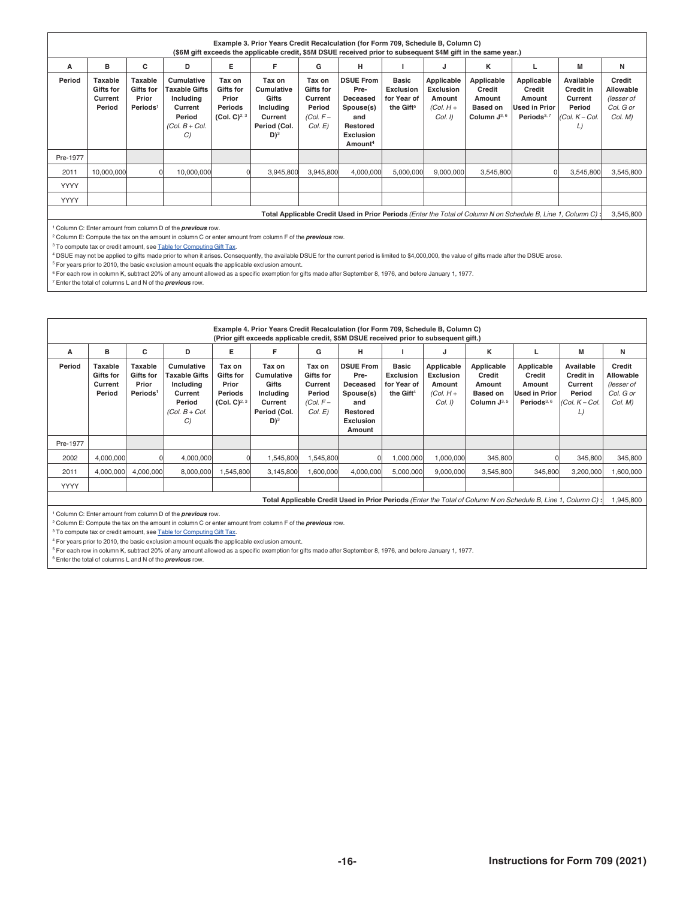**Example 3. Prior Years Credit Recalculation (for Form 709, Schedule B, Column C)**
**($6M gift exceeds the applicable credit, $5M DSUE received prior to subsequent $4M gift in the same year.)**

| A | B | C | D | E | F | G | H | I | J | K | L | M | N |
|---|---|---|---|---|---|---|---|---|---|---|---|---|---|
| **Period** | **Taxable Gifts for Current Period** | **Taxable Gifts for Prior Periods**[1] | **Cumulative Taxable Gifts Including Current Period** *(Col. B + Col. C)* | **Tax on Gifts for Prior Periods (Col. C)**[2, 3] | **Tax on Cumulative Gifts Including Current Period (Col. D)**[3] | **Tax on Gifts for Current Period** *(Col. F – Col. E)* | **DSUE From Pre-Deceased Spouse(s) and Restored Exclusion Amount**[4] | **Basic Exclusion for Year of the Gift**[5] | **Applicable Exclusion Amount** *(Col. H + Col. I)* | **Applicable Credit Amount Based on Column J**[3, 6] | **Applicable Credit Amount Used in Prior Periods**[3, 7] | **Available Credit in Current Period** *(Col. K – Col. L)* | **Credit Allowable** *(lesser of Col. G or Col. M)* |
| Pre-1977 | | | | | | | | | | | | | |
| 2011 | 10,000,000 | 0 | 10,000,000 | 0 | 3,945,800 | 3,945,800 | 4,000,000 | 5,000,000 | 9,000,000 | 3,545,800 | 0 | 3,545,800 | 3,545,800 |
| YYYY | | | | | | | | | | | | | |
| YYYY | | | | | | | | | | | | | |
| **Total Applicable Credit Used in Prior Periods** *(Enter the Total of Column N on Schedule B, Line 1, Column C)* **:** | | | | | | | | | | | | | 3,545,800 |

[1] Column C: Enter amount from column D of the ***previous*** row.
[2] Column E: Compute the tax on the amount in column C or enter amount from column F of the ***previous*** row.
[3] To compute tax or credit amount, see Table for Computing Gift Tax.
[4] DSUE may not be applied to gifts made prior to when it arises. Consequently, the available DSUE for the current period is limited to $4,000,000, the value of gifts made after the DSUE arose.
[5] For years prior to 2010, the basic exclusion amount equals the applicable exclusion amount.
[6] For each row in column K, subtract 20% of any amount allowed as a specific exemption for gifts made after September 8, 1976, and before January 1, 1977.
[7] Enter the total of columns L and N of the ***previous*** row.

**Example 4. Prior Years Credit Recalculation (for Form 709, Schedule B, Column C)**
**(Prior gift exceeds applicable credit, $5M DSUE received prior to subsequent gift.)**

| A | B | C | D | E | F | G | H | I | J | K | L | M | N |
|---|---|---|---|---|---|---|---|---|---|---|---|---|---|
| **Period** | **Taxable Gifts for Current Period** | **Taxable Gifts for Prior Periods**[1] | **Cumulative Taxable Gifts Including Current Period** *(Col. B + Col. C)* | **Tax on Gifts for Prior Periods (Col. C)**[2, 3] | **Tax on Cumulative Gifts Including Current Period (Col. D)**[3] | **Tax on Gifts for Current Period** *(Col. F – Col. E)* | **DSUE From Pre-Deceased Spouse(s) and Restored Exclusion Amount** | **Basic Exclusion for Year of the Gift**[4] | **Applicable Exclusion Amount** *(Col. H + Col. I)* | **Applicable Credit Amount Based on Column J**[3, 5] | **Applicable Credit Amount Used in Prior Periods**[3, 6] | **Available Credit in Current Period** *(Col. K – Col. L)* | **Credit Allowable** *(lesser of Col. G or Col. M)* |
| Pre-1977 | | | | | | | | | | | | | |
| 2002 | 4,000,000 | 0 | 4,000,000 | 0 | 1,545,800 | 1,545,800 | 0 | 1,000,000 | 1,000,000 | 345,800 | 0 | 345,800 | 345,800 |
| 2011 | 4,000,000 | 4,000,000 | 8,000,000 | 1,545,800 | 3,145,800 | 1,600,000 | 4,000,000 | 5,000,000 | 9,000,000 | 3,545,800 | 345,800 | 3,200,000 | 1,600,000 |
| YYYY | | | | | | | | | | | | | |
| **Total Applicable Credit Used in Prior Periods** *(Enter the Total of Column N on Schedule B, Line 1, Column C)* **:** | | | | | | | | | | | | | 1,945,800 |

[1] Column C: Enter amount from column D of the ***previous*** row.
[2] Column E: Compute the tax on the amount in column C or enter amount from column F of the ***previous*** row.
[3] To compute tax or credit amount, see Table for Computing Gift Tax.
[4] For years prior to 2010, the basic exclusion amount equals the applicable exclusion amount.
[5] For each row in column K, subtract 20% of any amount allowed as a specific exemption for gifts made after September 8, 1976, and before January 1, 1977.
[6] Enter the total of columns L and N of the ***previous*** row.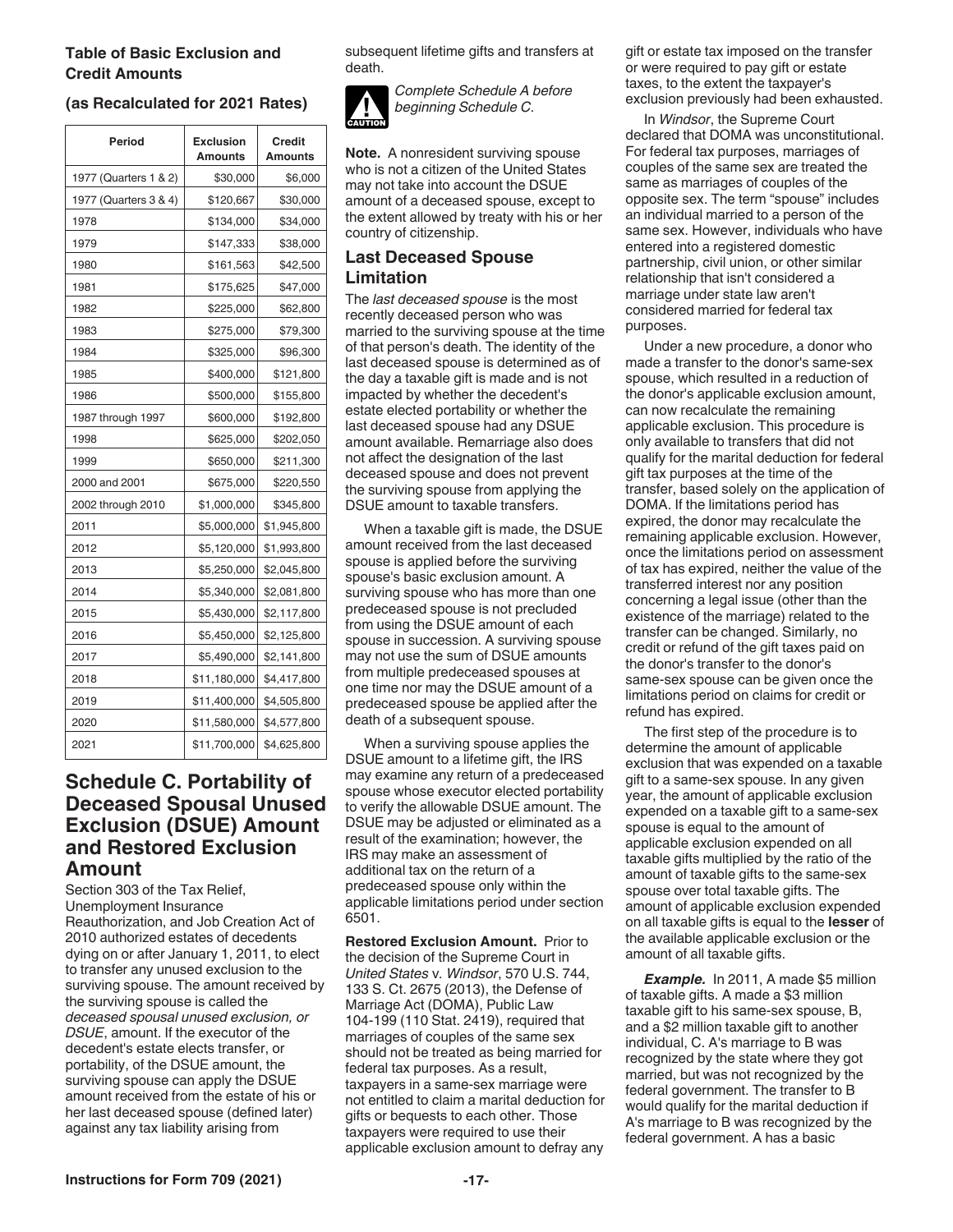### Table of Basic Exclusion and Credit Amounts

#### (as Recalculated for 2021 Rates)

| Period | Exclusion Amounts | Credit Amounts |
|---|---|---|
| 1977 (Quarters 1 & 2) | $30,000 | $6,000 |
| 1977 (Quarters 3 & 4) | $120,667 | $30,000 |
| 1978 | $134,000 | $34,000 |
| 1979 | $147,333 | $38,000 |
| 1980 | $161,563 | $42,500 |
| 1981 | $175,625 | $47,000 |
| 1982 | $225,000 | $62,800 |
| 1983 | $275,000 | $79,300 |
| 1984 | $325,000 | $96,300 |
| 1985 | $400,000 | $121,800 |
| 1986 | $500,000 | $155,800 |
| 1987 through 1997 | $600,000 | $192,800 |
| 1998 | $625,000 | $202,050 |
| 1999 | $650,000 | $211,300 |
| 2000 and 2001 | $675,000 | $220,550 |
| 2002 through 2010 | $1,000,000 | $345,800 |
| 2011 | $5,000,000 | $1,945,800 |
| 2012 | $5,120,000 | $1,993,800 |
| 2013 | $5,250,000 | $2,045,800 |
| 2014 | $5,340,000 | $2,081,800 |
| 2015 | $5,430,000 | $2,117,800 |
| 2016 | $5,450,000 | $2,125,800 |
| 2017 | $5,490,000 | $2,141,800 |
| 2018 | $11,180,000 | $4,417,800 |
| 2019 | $11,400,000 | $4,505,800 |
| 2020 | $11,580,000 | $4,577,800 |
| 2021 | $11,700,000 | $4,625,800 |

## Schedule C. Portability of Deceased Spousal Unused Exclusion (DSUE) Amount and Restored Exclusion Amount

Section 303 of the Tax Relief, Unemployment Insurance Reauthorization, and Job Creation Act of 2010 authorized estates of decedents dying on or after January 1, 2011, to elect to transfer any unused exclusion to the surviving spouse. The amount received by the surviving spouse is called the *deceased spousal unused exclusion, or DSUE*, amount. If the executor of the decedent's estate elects transfer, or portability, of the DSUE amount, the surviving spouse can apply the DSUE amount received from the estate of his or her last deceased spouse (defined later) against any tax liability arising from subsequent lifetime gifts and transfers at death.

**CAUTION** *Complete Schedule A before beginning Schedule C.*

**Note.** A nonresident surviving spouse who is not a citizen of the United States may not take into account the DSUE amount of a deceased spouse, except to the extent allowed by treaty with his or her country of citizenship.

### Last Deceased Spouse Limitation

The *last deceased spouse* is the most recently deceased person who was married to the surviving spouse at the time of that person's death. The identity of the last deceased spouse is determined as of the day a taxable gift is made and is not impacted by whether the decedent's estate elected portability or whether the last deceased spouse had any DSUE amount available. Remarriage also does not affect the designation of the last deceased spouse and does not prevent the surviving spouse from applying the DSUE amount to taxable transfers.

When a taxable gift is made, the DSUE amount received from the last deceased spouse is applied before the surviving spouse's basic exclusion amount. A surviving spouse who has more than one predeceased spouse is not precluded from using the DSUE amount of each spouse in succession. A surviving spouse may not use the sum of DSUE amounts from multiple predeceased spouses at one time nor may the DSUE amount of a predeceased spouse be applied after the death of a subsequent spouse.

When a surviving spouse applies the DSUE amount to a lifetime gift, the IRS may examine any return of a predeceased spouse whose executor elected portability to verify the allowable DSUE amount. The DSUE may be adjusted or eliminated as a result of the examination; however, the IRS may make an assessment of additional tax on the return of a predeceased spouse only within the applicable limitations period under section 6501.

**Restored Exclusion Amount.** Prior to the decision of the Supreme Court in *United States* v. *Windsor*, 570 U.S. 744, 133 S. Ct. 2675 (2013), the Defense of Marriage Act (DOMA), Public Law 104-199 (110 Stat. 2419), required that marriages of couples of the same sex should not be treated as being married for federal tax purposes. As a result, taxpayers in a same-sex marriage were not entitled to claim a marital deduction for gifts or bequests to each other. Those taxpayers were required to use their applicable exclusion amount to defray any gift or estate tax imposed on the transfer or were required to pay gift or estate taxes, to the extent the taxpayer's exclusion previously had been exhausted.

In *Windsor*, the Supreme Court declared that DOMA was unconstitutional. For federal tax purposes, marriages of couples of the same sex are treated the same as marriages of couples of the opposite sex. The term "spouse" includes an individual married to a person of the same sex. However, individuals who have entered into a registered domestic partnership, civil union, or other similar relationship that isn't considered a marriage under state law aren't considered married for federal tax purposes.

Under a new procedure, a donor who made a transfer to the donor's same-sex spouse, which resulted in a reduction of the donor's applicable exclusion amount, can now recalculate the remaining applicable exclusion. This procedure is only available to transfers that did not qualify for the marital deduction for federal gift tax purposes at the time of the transfer, based solely on the application of DOMA. If the limitations period has expired, the donor may recalculate the remaining applicable exclusion. However, once the limitations period on assessment of tax has expired, neither the value of the transferred interest nor any position concerning a legal issue (other than the existence of the marriage) related to the transfer can be changed. Similarly, no credit or refund of the gift taxes paid on the donor's transfer to the donor's same-sex spouse can be given once the limitations period on claims for credit or refund has expired.

The first step of the procedure is to determine the amount of applicable exclusion that was expended on a taxable gift to a same-sex spouse. In any given year, the amount of applicable exclusion expended on a taxable gift to a same-sex spouse is equal to the amount of applicable exclusion expended on all taxable gifts multiplied by the ratio of the amount of taxable gifts to the same-sex spouse over total taxable gifts. The amount of applicable exclusion expended on all taxable gifts is equal to the **lesser** of the available applicable exclusion or the amount of all taxable gifts.

***Example.*** In 2011, A made $5 million of taxable gifts. A made a $3 million taxable gift to his same-sex spouse, B, and a $2 million taxable gift to another individual, C. A's marriage to B was recognized by the state where they got married, but was not recognized by the federal government. The transfer to B would qualify for the marital deduction if A's marriage to B was recognized by the federal government. A has a basic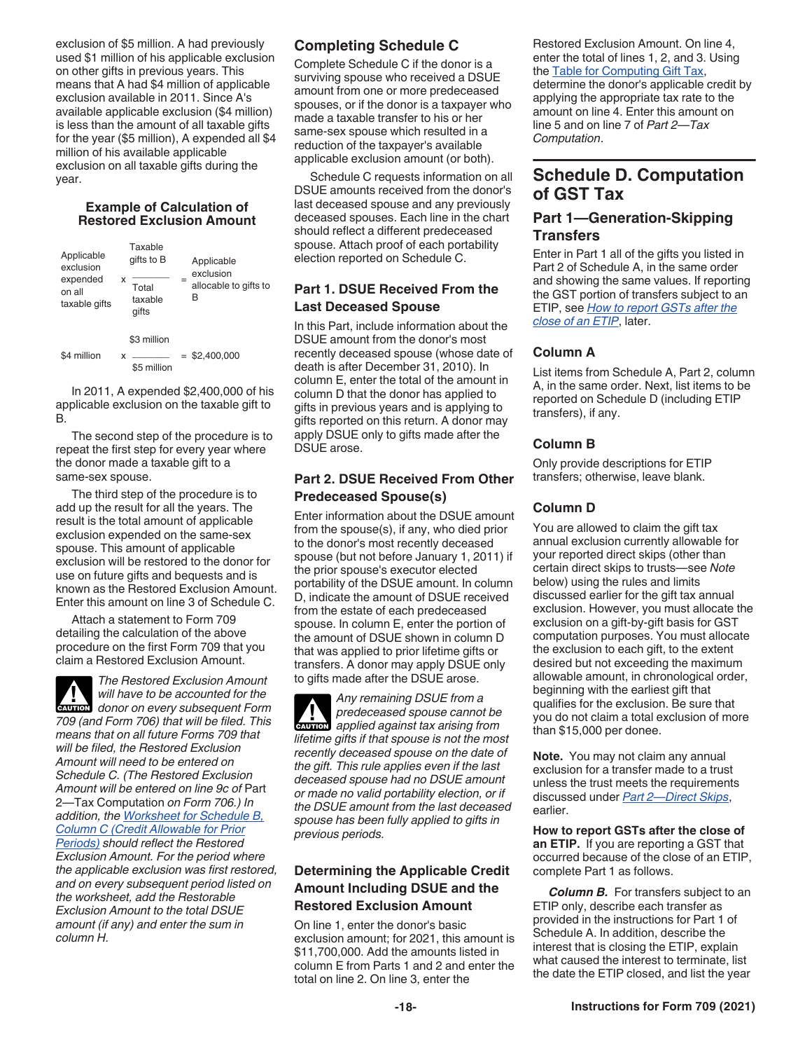exclusion of $5 million. A had previously used $1 million of his applicable exclusion on other gifts in previous years. This means that A had $4 million of applicable exclusion available in 2011. Since A's available applicable exclusion ($4 million) is less than the amount of all taxable gifts for the year ($5 million), A expended all $4 million of his available applicable exclusion on all taxable gifts during the year.

### Example of Calculation of Restored Exclusion Amount

$$\text{Applicable exclusion expended on all taxable gifts} \times \frac{\text{Taxable gifts to B}}{\text{Total taxable gifts}} = \text{Applicable exclusion allocable to gifts to B}$$

$$\$4 \text{ million} \times \frac{\$3 \text{ million}}{\$5 \text{ million}} = \$2{,}400{,}000$$

In 2011, A expended $2,400,000 of his applicable exclusion on the taxable gift to B.

The second step of the procedure is to repeat the first step for every year where the donor made a taxable gift to a same-sex spouse.

The third step of the procedure is to add up the result for all the years. The result is the total amount of applicable exclusion expended on the same-sex spouse. This amount of applicable exclusion will be restored to the donor for use on future gifts and bequests and is known as the Restored Exclusion Amount. Enter this amount on line 3 of Schedule C.

Attach a statement to Form 709 detailing the calculation of the above procedure on the first Form 709 that you claim a Restored Exclusion Amount.

**CAUTION:** *The Restored Exclusion Amount will have to be accounted for the donor on every subsequent Form 709 (and Form 706) that will be filed. This means that on all future Forms 709 that will be filed, the Restored Exclusion Amount will need to be entered on Schedule C. (The Restored Exclusion Amount will be entered on line 9c of* Part 2—Tax Computation *on Form 706.) In addition, the* Worksheet for Schedule B, Column C (Credit Allowable for Prior Periods) *should reflect the Restored Exclusion Amount. For the period where the applicable exclusion was first restored, and on every subsequent period listed on the worksheet, add the Restorable Exclusion Amount to the total DSUE amount (if any) and enter the sum in column H.*

## Completing Schedule C

Complete Schedule C if the donor is a surviving spouse who received a DSUE amount from one or more predeceased spouses, or if the donor is a taxpayer who made a taxable transfer to his or her same-sex spouse which resulted in a reduction of the taxpayer's available applicable exclusion amount (or both).

Schedule C requests information on all DSUE amounts received from the donor's last deceased spouse and any previously deceased spouses. Each line in the chart should reflect a different predeceased spouse. Attach proof of each portability election reported on Schedule C.

### Part 1. DSUE Received From the Last Deceased Spouse

In this Part, include information about the DSUE amount from the donor's most recently deceased spouse (whose date of death is after December 31, 2010). In column E, enter the total of the amount in column D that the donor has applied to gifts in previous years and is applying to gifts reported on this return. A donor may apply DSUE only to gifts made after the DSUE arose.

### Part 2. DSUE Received From Other Predeceased Spouse(s)

Enter information about the DSUE amount from the spouse(s), if any, who died prior to the donor's most recently deceased spouse (but not before January 1, 2011) if the prior spouse's executor elected portability of the DSUE amount. In column D, indicate the amount of DSUE received from the estate of each predeceased spouse. In column E, enter the portion of the amount of DSUE shown in column D that was applied to prior lifetime gifts or transfers. A donor may apply DSUE only to gifts made after the DSUE arose.

**CAUTION:** *Any remaining DSUE from a predeceased spouse cannot be applied against tax arising from lifetime gifts if that spouse is not the most recently deceased spouse on the date of the gift. This rule applies even if the last deceased spouse had no DSUE amount or made no valid portability election, or if the DSUE amount from the last deceased spouse has been fully applied to gifts in previous periods.*

### Determining the Applicable Credit Amount Including DSUE and the Restored Exclusion Amount

On line 1, enter the donor's basic exclusion amount; for 2021, this amount is $11,700,000. Add the amounts listed in column E from Parts 1 and 2 and enter the total on line 2. On line 3, enter the Restored Exclusion Amount. On line 4, enter the total of lines 1, 2, and 3. Using the Table for Computing Gift Tax, determine the donor's applicable credit by applying the appropriate tax rate to the amount on line 4. Enter this amount on line 5 and on line 7 of *Part 2—Tax Computation*.

## Schedule D. Computation of GST Tax

### Part 1—Generation-Skipping Transfers

Enter in Part 1 all of the gifts you listed in Part 2 of Schedule A, in the same order and showing the same values. If reporting the GST portion of transfers subject to an ETIP, see *How to report GSTs after the close of an ETIP*, later.

#### Column A

List items from Schedule A, Part 2, column A, in the same order. Next, list items to be reported on Schedule D (including ETIP transfers), if any.

#### Column B

Only provide descriptions for ETIP transfers; otherwise, leave blank.

#### Column D

You are allowed to claim the gift tax annual exclusion currently allowable for your reported direct skips (other than certain direct skips to trusts—see *Note* below) using the rules and limits discussed earlier for the gift tax annual exclusion. However, you must allocate the exclusion on a gift-by-gift basis for GST computation purposes. You must allocate the exclusion to each gift, to the extent desired but not exceeding the maximum allowable amount, in chronological order, beginning with the earliest gift that qualifies for the exclusion. Be sure that you do not claim a total exclusion of more than $15,000 per donee.

**Note.** You may not claim any annual exclusion for a transfer made to a trust unless the trust meets the requirements discussed under *Part 2—Direct Skips*, earlier.

**How to report GSTs after the close of an ETIP.** If you are reporting a GST that occurred because of the close of an ETIP, complete Part 1 as follows.

***Column B.*** For transfers subject to an ETIP only, describe each transfer as provided in the instructions for Part 1 of Schedule A. In addition, describe the interest that is closing the ETIP, explain what caused the interest to terminate, list the date the ETIP closed, and list the year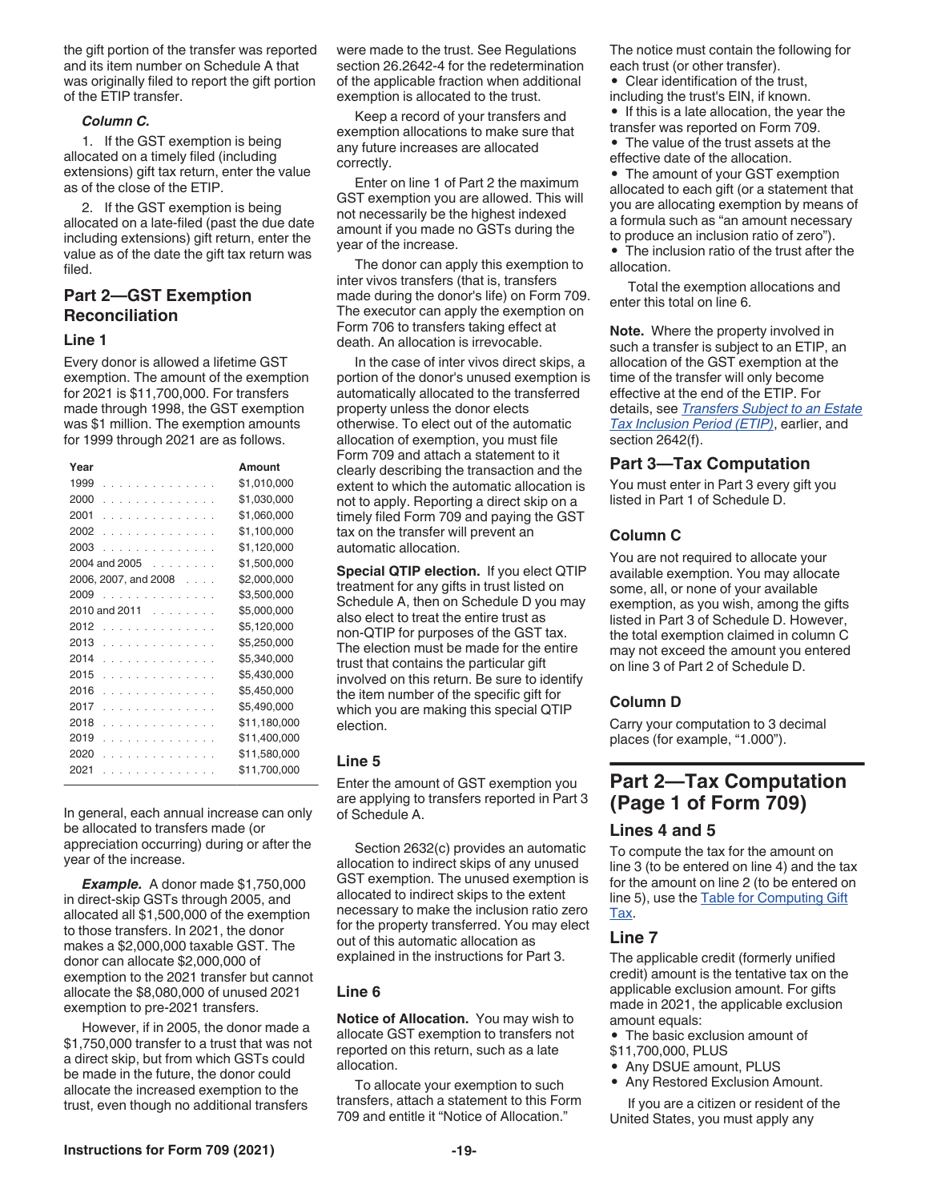the gift portion of the transfer was reported and its item number on Schedule A that was originally filed to report the gift portion of the ETIP transfer.

***Column C.***

1. If the GST exemption is being allocated on a timely filed (including extensions) gift tax return, enter the value as of the close of the ETIP.

2. If the GST exemption is being allocated on a late-filed (past the due date including extensions) gift return, enter the value as of the date the gift tax return was filed.

## Part 2—GST Exemption Reconciliation

### Line 1

Every donor is allowed a lifetime GST exemption. The amount of the exemption for 2021 is $11,700,000. For transfers made through 1998, the GST exemption was $1 million. The exemption amounts for 1999 through 2021 are as follows.

| Year | Amount |
|---|---|
| 1999 | $1,010,000 |
| 2000 | $1,030,000 |
| 2001 | $1,060,000 |
| 2002 | $1,100,000 |
| 2003 | $1,120,000 |
| 2004 and 2005 | $1,500,000 |
| 2006, 2007, and 2008 | $2,000,000 |
| 2009 | $3,500,000 |
| 2010 and 2011 | $5,000,000 |
| 2012 | $5,120,000 |
| 2013 | $5,250,000 |
| 2014 | $5,340,000 |
| 2015 | $5,430,000 |
| 2016 | $5,450,000 |
| 2017 | $5,490,000 |
| 2018 | $11,180,000 |
| 2019 | $11,400,000 |
| 2020 | $11,580,000 |
| 2021 | $11,700,000 |

In general, each annual increase can only be allocated to transfers made (or appreciation occurring) during or after the year of the increase.

***Example.*** A donor made $1,750,000 in direct-skip GSTs through 2005, and allocated all $1,500,000 of the exemption to those transfers. In 2021, the donor makes a $2,000,000 taxable GST. The donor can allocate $2,000,000 of exemption to the 2021 transfer but cannot allocate the $8,080,000 of unused 2021 exemption to pre-2021 transfers.

However, if in 2005, the donor made a $1,750,000 transfer to a trust that was not a direct skip, but from which GSTs could be made in the future, the donor could allocate the increased exemption to the trust, even though no additional transfers were made to the trust. See Regulations section 26.2642-4 for the redetermination of the applicable fraction when additional exemption is allocated to the trust.

Keep a record of your transfers and exemption allocations to make sure that any future increases are allocated correctly.

Enter on line 1 of Part 2 the maximum GST exemption you are allowed. This will not necessarily be the highest indexed amount if you made no GSTs during the year of the increase.

The donor can apply this exemption to inter vivos transfers (that is, transfers made during the donor's life) on Form 709. The executor can apply the exemption on Form 706 to transfers taking effect at death. An allocation is irrevocable.

In the case of inter vivos direct skips, a portion of the donor's unused exemption is automatically allocated to the transferred property unless the donor elects otherwise. To elect out of the automatic allocation of exemption, you must file Form 709 and attach a statement to it clearly describing the transaction and the extent to which the automatic allocation is not to apply. Reporting a direct skip on a timely filed Form 709 and paying the GST tax on the transfer will prevent an automatic allocation.

**Special QTIP election.** If you elect QTIP treatment for any gifts in trust listed on Schedule A, then on Schedule D you may also elect to treat the entire trust as non-QTIP for purposes of the GST tax. The election must be made for the entire trust that contains the particular gift involved on this return. Be sure to identify the item number of the specific gift for which you are making this special QTIP election.

### Line 5

Enter the amount of GST exemption you are applying to transfers reported in Part 3 of Schedule A.

Section 2632(c) provides an automatic allocation to indirect skips of any unused GST exemption. The unused exemption is allocated to indirect skips to the extent necessary to make the inclusion ratio zero for the property transferred. You may elect out of this automatic allocation as explained in the instructions for Part 3.

### Line 6

**Notice of Allocation.** You may wish to allocate GST exemption to transfers not reported on this return, such as a late allocation.

To allocate your exemption to such transfers, attach a statement to this Form 709 and entitle it "Notice of Allocation."

The notice must contain the following for each trust (or other transfer).

- Clear identification of the trust, including the trust's EIN, if known.
- If this is a late allocation, the year the transfer was reported on Form 709.
- The value of the trust assets at the effective date of the allocation.
- The amount of your GST exemption allocated to each gift (or a statement that you are allocating exemption by means of a formula such as "an amount necessary to produce an inclusion ratio of zero").
- The inclusion ratio of the trust after the allocation.

Total the exemption allocations and enter this total on line 6.

**Note.** Where the property involved in such a transfer is subject to an ETIP, an allocation of the GST exemption at the time of the transfer will only become effective at the end of the ETIP. For details, see *Transfers Subject to an Estate Tax Inclusion Period (ETIP)*, earlier, and section 2642(f).

## Part 3—Tax Computation

You must enter in Part 3 every gift you listed in Part 1 of Schedule D.

### Column C

You are not required to allocate your available exemption. You may allocate some, all, or none of your available exemption, as you wish, among the gifts listed in Part 3 of Schedule D. However, the total exemption claimed in column C may not exceed the amount you entered on line 3 of Part 2 of Schedule D.

### Column D

Carry your computation to 3 decimal places (for example, "1.000").

## Part 2—Tax Computation (Page 1 of Form 709)

### Lines 4 and 5

To compute the tax for the amount on line 3 (to be entered on line 4) and the tax for the amount on line 2 (to be entered on line 5), use the Table for Computing Gift Tax.

### Line 7

The applicable credit (formerly unified credit) amount is the tentative tax on the applicable exclusion amount. For gifts made in 2021, the applicable exclusion amount equals:

- The basic exclusion amount of $11,700,000, PLUS
- Any DSUE amount, PLUS
- Any Restored Exclusion Amount.

If you are a citizen or resident of the United States, you must apply any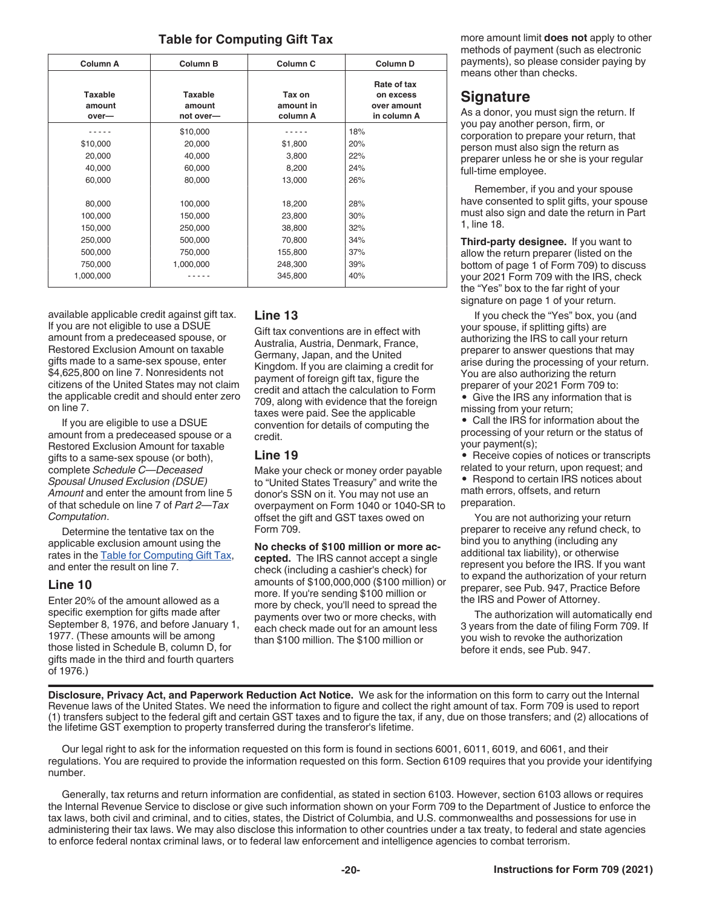**Table for Computing Gift Tax**

| Column A | Column B | Column C | Column D |
|---|---|---|---|
| Taxable amount over— | Taxable amount not over— | Tax on amount in column A | Rate of tax on excess over amount in column A |
| - - - - - | $10,000 | - - - - - | 18% |
| $10,000 | 20,000 | $1,800 | 20% |
| 20,000 | 40,000 | 3,800 | 22% |
| 40,000 | 60,000 | 8,200 | 24% |
| 60,000 | 80,000 | 13,000 | 26% |
| 80,000 | 100,000 | 18,200 | 28% |
| 100,000 | 150,000 | 23,800 | 30% |
| 150,000 | 250,000 | 38,800 | 32% |
| 250,000 | 500,000 | 70,800 | 34% |
| 500,000 | 750,000 | 155,800 | 37% |
| 750,000 | 1,000,000 | 248,300 | 39% |
| 1,000,000 | - - - - - | 345,800 | 40% |

available applicable credit against gift tax. If you are not eligible to use a DSUE amount from a predeceased spouse, or Restored Exclusion Amount on taxable gifts made to a same-sex spouse, enter $4,625,800 on line 7. Nonresidents not citizens of the United States may not claim the applicable credit and should enter zero on line 7.

If you are eligible to use a DSUE amount from a predeceased spouse or a Restored Exclusion Amount for taxable gifts to a same-sex spouse (or both), complete *Schedule C—Deceased Spousal Unused Exclusion (DSUE) Amount* and enter the amount from line 5 of that schedule on line 7 of *Part 2—Tax Computation*.

Determine the tentative tax on the applicable exclusion amount using the rates in the Table for Computing Gift Tax, and enter the result on line 7.

## Line 10

Enter 20% of the amount allowed as a specific exemption for gifts made after September 8, 1976, and before January 1, 1977. (These amounts will be among those listed in Schedule B, column D, for gifts made in the third and fourth quarters of 1976.)

## Line 13

Gift tax conventions are in effect with Australia, Austria, Denmark, France, Germany, Japan, and the United Kingdom. If you are claiming a credit for payment of foreign gift tax, figure the credit and attach the calculation to Form 709, along with evidence that the foreign taxes were paid. See the applicable convention for details of computing the credit.

## Line 19

Make your check or money order payable to "United States Treasury" and write the donor's SSN on it. You may not use an overpayment on Form 1040 or 1040-SR to offset the gift and GST taxes owed on Form 709.

**No checks of $100 million or more accepted.** The IRS cannot accept a single check (including a cashier's check) for amounts of $100,000,000 ($100 million) or more. If you're sending $100 million or more by check, you'll need to spread the payments over two or more checks, with each check made out for an amount less than $100 million. The $100 million or more amount limit **does not** apply to other methods of payment (such as electronic payments), so please consider paying by means other than checks.

## Signature

As a donor, you must sign the return. If you pay another person, firm, or corporation to prepare your return, that person must also sign the return as preparer unless he or she is your regular full-time employee.

Remember, if you and your spouse have consented to split gifts, your spouse must also sign and date the return in Part 1, line 18.

**Third-party designee.** If you want to allow the return preparer (listed on the bottom of page 1 of Form 709) to discuss your 2021 Form 709 with the IRS, check the "Yes" box to the far right of your signature on page 1 of your return.

If you check the "Yes" box, you (and your spouse, if splitting gifts) are authorizing the IRS to call your return preparer to answer questions that may arise during the processing of your return. You are also authorizing the return preparer of your 2021 Form 709 to:

- Give the IRS any information that is missing from your return;
- Call the IRS for information about the processing of your return or the status of your payment(s);
- Receive copies of notices or transcripts related to your return, upon request; and
- Respond to certain IRS notices about math errors, offsets, and return preparation.

You are not authorizing your return preparer to receive any refund check, to bind you to anything (including any additional tax liability), or otherwise represent you before the IRS. If you want to expand the authorization of your return preparer, see Pub. 947, Practice Before the IRS and Power of Attorney.

The authorization will automatically end 3 years from the date of filing Form 709. If you wish to revoke the authorization before it ends, see Pub. 947.

**Disclosure, Privacy Act, and Paperwork Reduction Act Notice.** We ask for the information on this form to carry out the Internal Revenue laws of the United States. We need the information to figure and collect the right amount of tax. Form 709 is used to report (1) transfers subject to the federal gift and certain GST taxes and to figure the tax, if any, due on those transfers; and (2) allocations of the lifetime GST exemption to property transferred during the transferor's lifetime.

Our legal right to ask for the information requested on this form is found in sections 6001, 6011, 6019, and 6061, and their regulations. You are required to provide the information requested on this form. Section 6109 requires that you provide your identifying number.

Generally, tax returns and return information are confidential, as stated in section 6103. However, section 6103 allows or requires the Internal Revenue Service to disclose or give such information shown on your Form 709 to the Department of Justice to enforce the tax laws, both civil and criminal, and to cities, states, the District of Columbia, and U.S. commonwealths and possessions for use in administering their tax laws. We may also disclose this information to other countries under a tax treaty, to federal and state agencies to enforce federal nontax criminal laws, or to federal law enforcement and intelligence agencies to combat terrorism.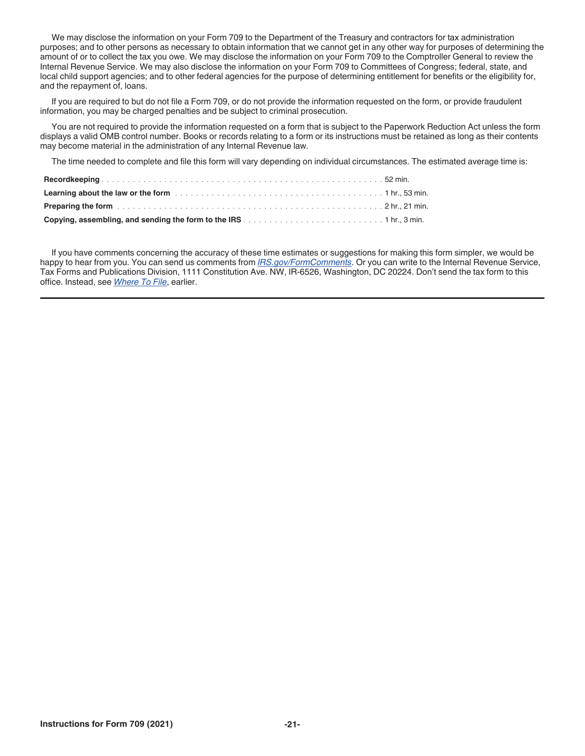We may disclose the information on your Form 709 to the Department of the Treasury and contractors for tax administration purposes; and to other persons as necessary to obtain information that we cannot get in any other way for purposes of determining the amount of or to collect the tax you owe. We may disclose the information on your Form 709 to the Comptroller General to review the Internal Revenue Service. We may also disclose the information on your Form 709 to Committees of Congress; federal, state, and local child support agencies; and to other federal agencies for the purpose of determining entitlement for benefits or the eligibility for, and the repayment of, loans.

If you are required to but do not file a Form 709, or do not provide the information requested on the form, or provide fraudulent information, you may be charged penalties and be subject to criminal prosecution.

You are not required to provide the information requested on a form that is subject to the Paperwork Reduction Act unless the form displays a valid OMB control number. Books or records relating to a form or its instructions must be retained as long as their contents may become material in the administration of any Internal Revenue law.

The time needed to complete and file this form will vary depending on individual circumstances. The estimated average time is:

| | |
|---|---|
| **Recordkeeping** | 52 min. |
| **Learning about the law or the form** | 1 hr., 53 min. |
| **Preparing the form** | 2 hr., 21 min. |
| **Copying, assembling, and sending the form to the IRS** | 1 hr., 3 min. |

If you have comments concerning the accuracy of these time estimates or suggestions for making this form simpler, we would be happy to hear from you. You can send us comments from *IRS.gov/FormComments*. Or you can write to the Internal Revenue Service, Tax Forms and Publications Division, 1111 Constitution Ave. NW, IR-6526, Washington, DC 20224. Don't send the tax form to this office. Instead, see *Where To File*, earlier.